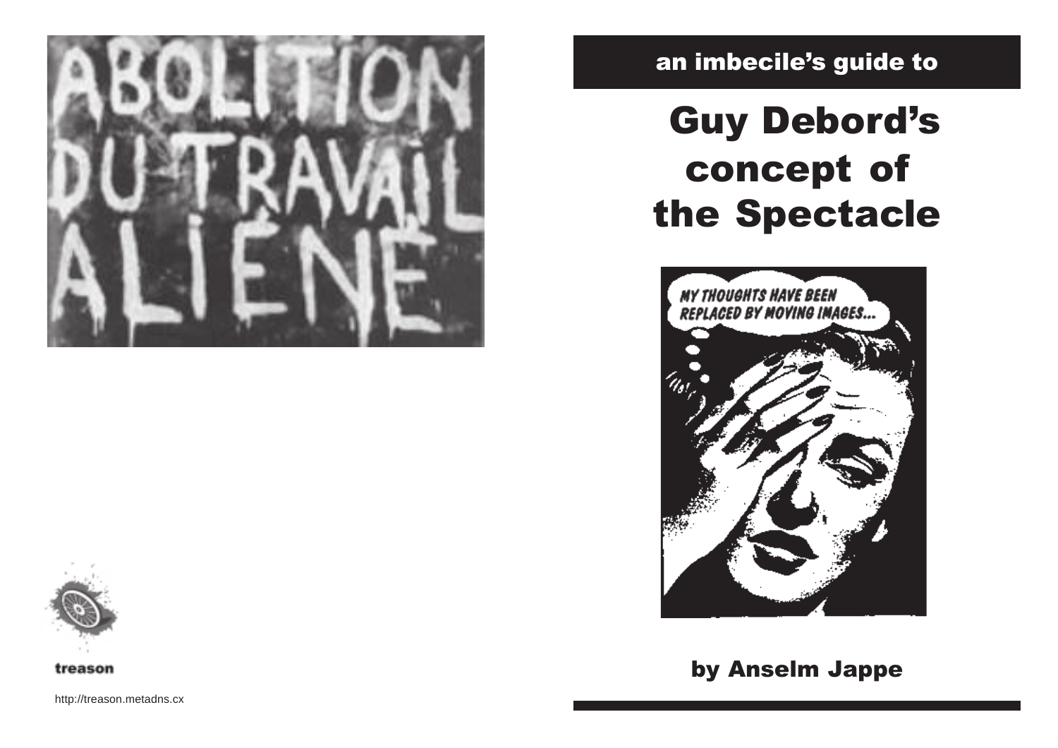an imbecile's guide to

# Guy Debord's concept of the Spectacle

by Anselm Jappe

treason

http://treason.metadns.cx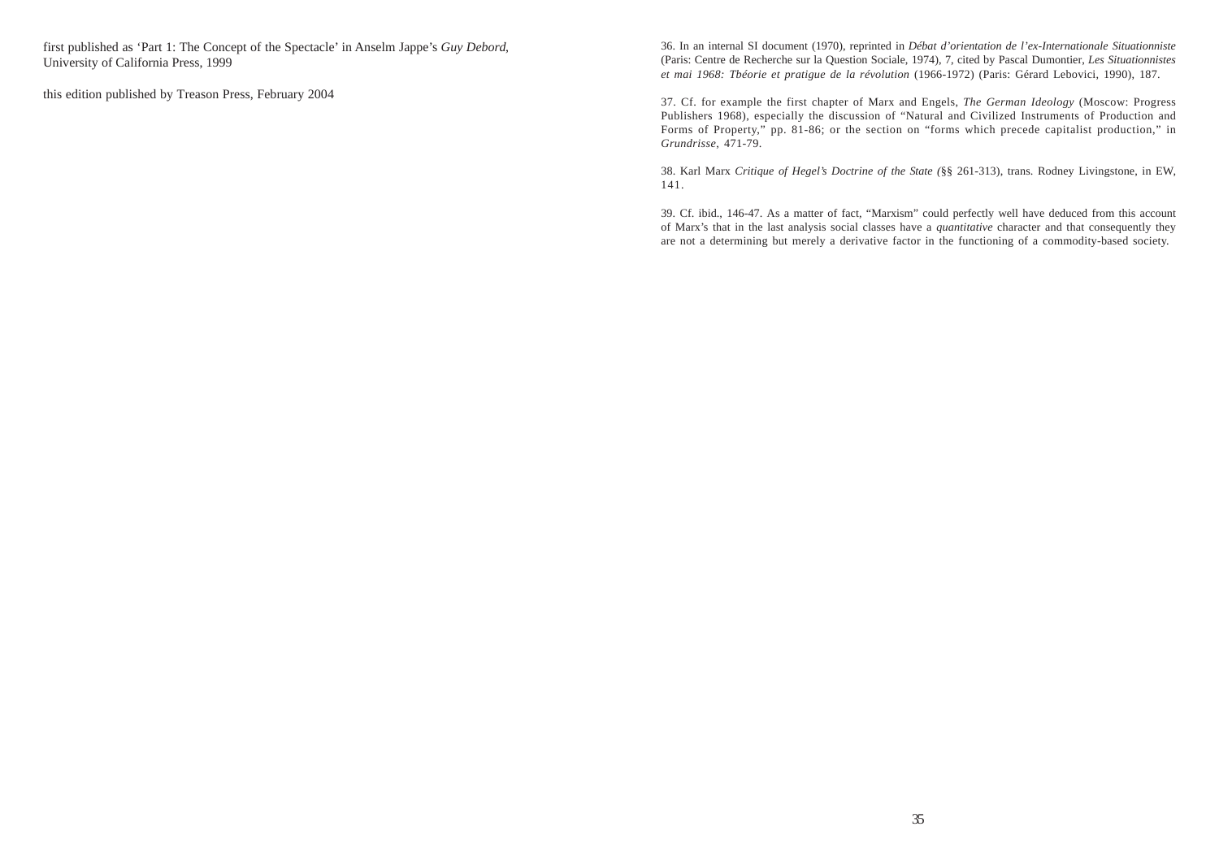first published as ‘Part 1: The Concept of the Spectacle’ in Anselm Jappe’s *Guy Debord*, University of California Press, 1999

this edition published by Treason Press, February 2004

36. In an internal SI document (1970), reprinted in *Débat d’orientation de l’ex-Internationale Situationniste* (Paris: Centre de Recherche sur la Question Sociale, 1974), 7, cited by Pascal Dumontier, *Les Situationnistes et mai 1968: Tbéorie et pratique de la révolution* (1966-1972) (Paris: Gérard Lebovici, 1990), 187.

37. Cf. for example the first chapter of Marx and Engels, *The German Ideology* (Moscow: Progress Publishers 1968), especially the discussion of “Natural and Civilized Instruments of Production and Forms of Property,” pp. 81-86; or the section on “forms which precede capitalist production,” in *Grundrisse*, 471-79.

38. Karl Marx *Critique of Hegel’s Doctrine of the State (*§§ 261-313), trans. Rodney Livingstone, in EW, 141.

39. Cf. ibid., 146-47. As a matter of fact, “Marxism” could perfectly well have deduced from this account of Marx’s that in the last analysis social classes have a *quantitative* character and that consequently they are not a determining but merely a derivative factor in the functioning of a commodity-based society.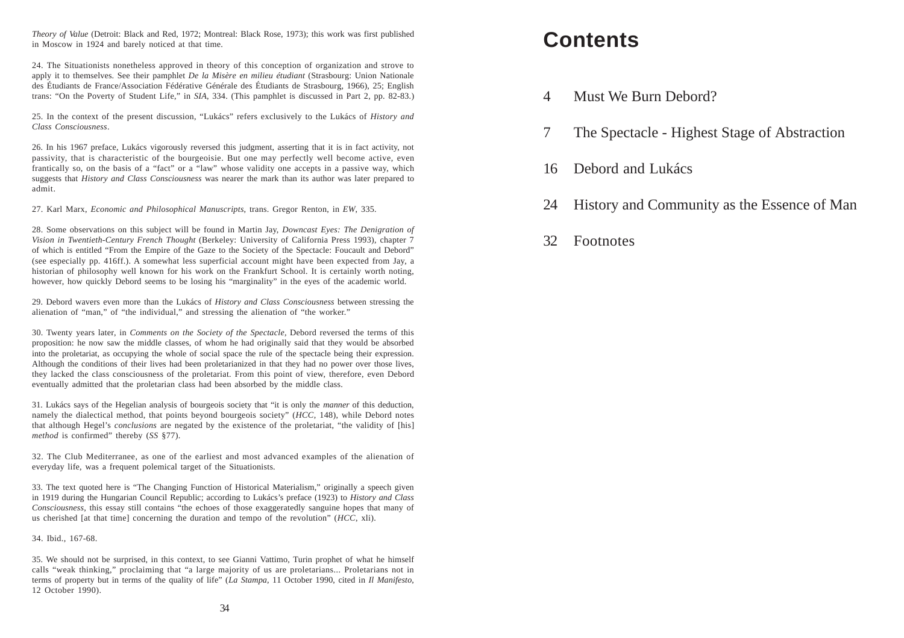*Theory of Value* (Detroit: Black and Red, 1972; Montreal: Black Rose, 1973); this work was first published in Moscow in 1924 and barely noticed at that time.

24. The Situationists nonetheless approved in theory of this conception of organization and strove to apply it to themselves. See their pamphlet *De la Misère en milieu étudiant* (Strasbourg: Union Nationale des Étudiants de France/Association Fédérative Générale des Étudiants de Strasbourg, 1966), 25; English trans: "On the Poverty of Student Life," in *SIA*, 334. (This pamphlet is discussed in Part 2, pp. 82-83.)

25. In the context of the present discussion, "Lukács" refers exclusively to the Lukács of *History and Class Consciousness*.

26. In his 1967 preface, Lukács vigorously reversed this judgment, asserting that it is in fact activity, not passivity, that is characteristic of the bourgeoisie. But one may perfectly well become active, even frantically so, on the basis of a "fact" or a "law" whose validity one accepts in a passive way, which suggests that *History and Class Consciousness* was nearer the mark than its author was later prepared to admit.

27. Karl Marx, *Economic and Philosophical Manuscripts*, trans. Gregor Renton, in *EW*, 335.

28. Some observations on this subject will be found in Martin Jay, *Downcast Eyes: The Denigration of Vision in Twentieth-Century French Thought* (Berkeley: University of California Press 1993), chapter 7 of which is entitled "From the Empire of the Gaze to the Society of the Spectacle: Foucault and Debord" (see especially pp. 416ff.). A somewhat less superficial account might have been expected from Jay, a historian of philosophy well known for his work on the Frankfurt School. It is certainly worth noting, however, how quickly Debord seems to be losing his "marginality" in the eyes of the academic world.

29. Debord wavers even more than the Lukács of *History and Class Consciousness* between stressing the alienation of "man," of "the individual," and stressing the alienation of "the worker."

30. Twenty years later, in *Comments on the Society of the Spectacle*, Debord reversed the terms of this proposition: he now saw the middle classes, of whom he had originally said that they would be absorbed into the proletariat, as occupying the whole of social space the rule of the spectacle being their expression. Although the conditions of their lives had been proletarianized in that they had no power over those lives, they lacked the class consciousness of the proletariat. From this point of view, therefore, even Debord eventually admitted that the proletarian class had been absorbed by the middle class.

31. Lukács says of the Hegelian analysis of bourgeois society that "it is only the *manner* of this deduction, namely the dialectical method, that points beyond bourgeois society" (*HCC*, 148), while Debord notes that although Hegel's *conclusions* are negated by the existence of the proletariat, "the validity of [his] *method* is confirmed" thereby (*SS* §77).

32. The Club Mediterranee, as one of the earliest and most advanced examples of the alienation of everyday life, was a frequent polemical target of the Situationists.

33. The text quoted here is "The Changing Function of Historical Materialism," originally a speech given in 1919 during the Hungarian Council Republic; according to Lukács's preface (1923) to *History and Class Consciousness*, this essay still contains "the echoes of those exaggeratedly sanguine hopes that many of us cherished [at that time] concerning the duration and tempo of the revolution" (*HCC*, xli).

34. Ibid., 167-68.

35. We should not be surprised, in this context, to see Gianni Vattimo, Turin prophet of what he himself calls "weak thinking," proclaiming that "a large majority of us are proletarians... Proletarians not in terms of property but in terms of the quality of life" (*La Stampa*, 11 October 1990, cited in *Il Manifesto*, 12 October 1990).

# Contents

4 Must We Burn Debord?

7 The Spectacle - Highest Stage of Abstraction

16 Debord and Lukács

24 History and Community as the Essence of Man

32 Footnotes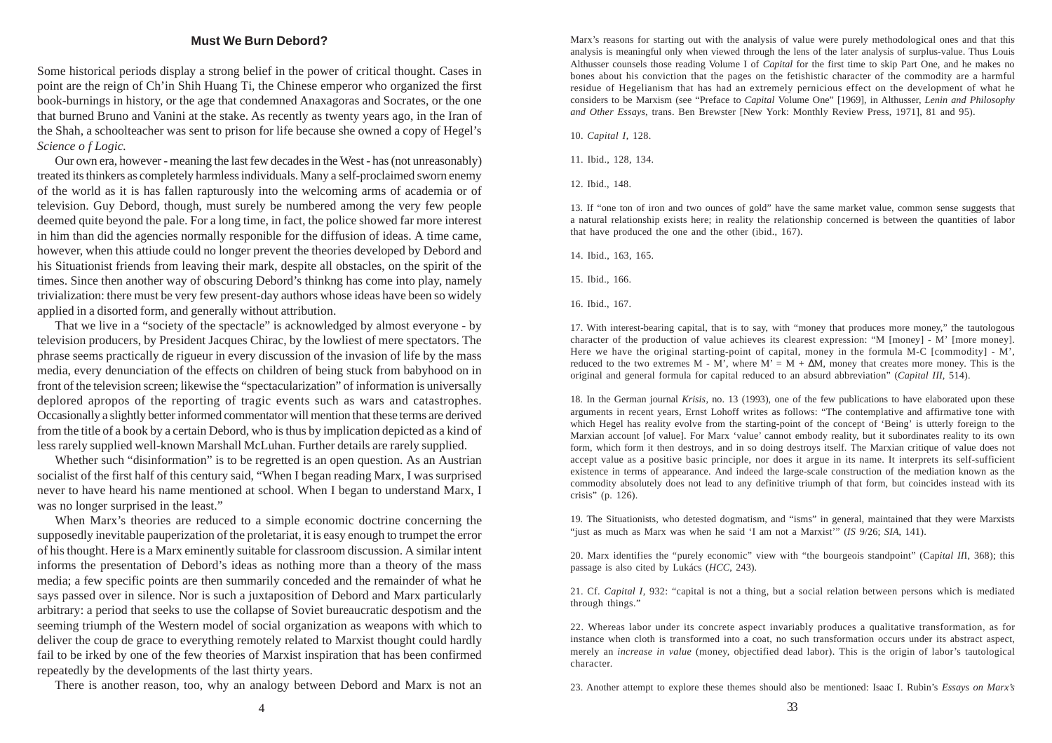## Must We Burn Debord?

Some historical periods display a strong belief in the power of critical thought. Cases in point are the reign of Ch'in Shih Huang Ti, the Chinese emperor who organized the first book-burnings in history, or the age that condemned Anaxagoras and Socrates, or the one that burned Bruno and Vanini at the stake. As recently as twenty years ago, in the Iran of the Shah, a schoolteacher was sent to prison for life because she owned a copy of Hegel's *Science o f Logic.*

Our own era, however - meaning the last few decades in the West - has (not unreasonably) treated its thinkers as completely harmless individuals. Many a self-proclaimed sworn enemy of the world as it is has fallen rapturously into the welcoming arms of academia or of television. Guy Debord, though, must surely be numbered among the very few people deemed quite beyond the pale. For a long time, in fact, the police showed far more interest in him than did the agencies normally responible for the diffusion of ideas. A time came, however, when this attiude could no longer prevent the theories developed by Debord and his Situationist friends from leaving their mark, despite all obstacles, on the spirit of the times. Since then another way of obscuring Debord's thinkng has come into play, namely trivialization: there must be very few present-day authors whose ideas have been so widely applied in a disorted form, and generally without attribution.

That we live in a "society of the spectacle" is acknowledged by almost everyone - by television producers, by President Jacques Chirac, by the lowliest of mere spectators. The phrase seems practically de rigueur in every discussion of the invasion of life by the mass media, every denunciation of the effects on children of being stuck from babyhood on in front of the television screen; likewise the "spectacularization" of information is universally deplored apropos of the reporting of tragic events such as wars and catastrophes. Occasionally a slightly better informed commentator will mention that these terms are derived from the title of a book by a certain Debord, who is thus by implication depicted as a kind of less rarely supplied well-known Marshall McLuhan. Further details are rarely supplied.

Whether such "disinformation" is to be regretted is an open question. As an Austrian socialist of the first half of this century said, "When I began reading Marx, I was surprised never to have heard his name mentioned at school. When I began to understand Marx, I was no longer surprised in the least."

When Marx's theories are reduced to a simple economic doctrine concerning the supposedly inevitable pauperization of the proletariat, it is easy enough to trumpet the error of his thought. Here is a Marx eminently suitable for classroom discussion. A similar intent informs the presentation of Debord's ideas as nothing more than a theory of the mass media; a few specific points are then summarily conceded and the remainder of what he says passed over in silence. Nor is such a juxtaposition of Debord and Marx particularly arbitrary: a period that seeks to use the collapse of Soviet bureaucratic despotism and the seeming triumph of the Western model of social organization as weapons with which to deliver the coup de grace to everything remotely related to Marxist thought could hardly fail to be irked by one of the few theories of Marxist inspiration that has been confirmed repeatedly by the developments of the last thirty years.

There is another reason, too, why an analogy between Debord and Marx is not an

Marx's reasons for starting out with the analysis of value were purely methodological ones and that this analysis is meaningful only when viewed through the lens of the later analysis of surplus-value. Thus Louis Althusser counsels those reading Volume I of *Capital* for the first time to skip Part One, and he makes no bones about his conviction that the pages on the fetishistic character of the commodity are a harmful residue of Hegelianism that has had an extremely pernicious effect on the development of what he considers to be Marxism (see "Preface to *Capital* Volume One" [1969], in Althusser, *Lenin and Philosophy and Other Essays,* trans. Ben Brewster [New York: Monthly Review Press, 1971], 81 and 95).

10. *Capital I,* 128.

11. Ibid., 128, 134.

12. Ibid., 148.

13. If "one ton of iron and two ounces of gold" have the same market value, common sense suggests that a natural relationship exists here; in reality the relationship concerned is between the quantities of labor that have produced the one and the other (ibid., 167).

14. Ibid., 163, 165.

15. Ibid., 166.

16. Ibid., 167.

17. With interest-bearing capital, that is to say, with "money that produces more money," the tautologous character of the production of value achieves its clearest expression: "M [money] - M' [more money]. Here we have the original starting-point of capital, money in the formula M-C [commodity] - M', reduced to the two extremes M - M', where M' = M + ΔM, money that creates more money. This is the original and general formula for capital reduced to an absurd abbreviation" (*Capital III,* 514).

18. In the German journal *Krisis*, no. 13 (1993), one of the few publications to have elaborated upon these arguments in recent years, Ernst Lohoff writes as follows: "The contemplative and affirmative tone with which Hegel has reality evolve from the starting-point of the concept of 'Being' is utterly foreign to the Marxian account [of value]. For Marx 'value' cannot embody reality, but it subordinates reality to its own form, which form it then destroys, and in so doing destroys itself. The Marxian critique of value does not accept value as a positive basic principle, nor does it argue in its name. It interprets its self-sufficient existence in terms of appearance. And indeed the large-scale construction of the mediation known as the commodity absolutely does not lead to any definitive triumph of that form, but coincides instead with its crisis" (p. 126).

19. The Situationists, who detested dogmatism, and "isms" in general, maintained that they were Marxists "just as much as Marx was when he said 'I am not a Marxist'" (*IS* 9/26; *SIA*, 141).

20. Marx identifies the "purely economic" view with "the bourgeois standpoint" (*Capital II*I, 368); this passage is also cited by Lukács (*HCC*, 243).

21. Cf. *Capital I,* 932: "capital is not a thing, but a social relation between persons which is mediated through things."

22. Whereas labor under its concrete aspect invariably produces a qualitative transformation, as for instance when cloth is transformed into a coat, no such transformation occurs under its abstract aspect, merely an *increase in value* (money, objectified dead labor). This is the origin of labor's tautological character.

23. Another attempt to explore these themes should also be mentioned: Isaac I. Rubin's *Essays on Marx's*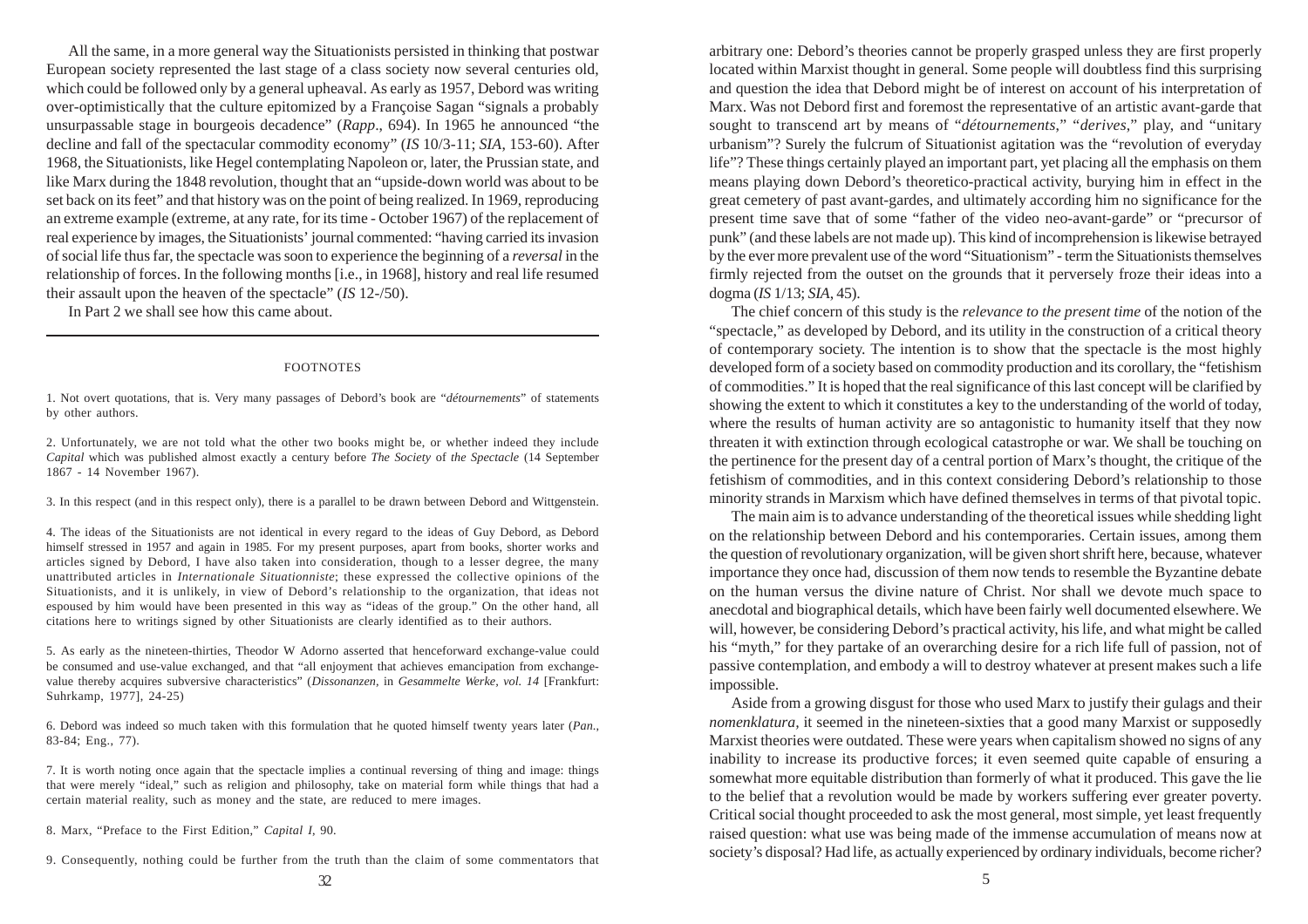All the same, in a more general way the Situationists persisted in thinking that postwar European society represented the last stage of a class society now several centuries old, which could be followed only by a general upheaval. As early as 1957, Debord was writing over-optimistically that the culture epitomized by a Françoise Sagan "signals a probably unsurpassable stage in bourgeois decadence" (*Rapp*., 694). In 1965 he announced "the decline and fall of the spectacular commodity economy" (*IS* 10/3-11; *SIA*, 153-60). After 1968, the Situationists, like Hegel contemplating Napoleon or, later, the Prussian state, and like Marx during the 1848 revolution, thought that an "upside-down world was about to be set back on its feet" and that history was on the point of being realized. In 1969, reproducing an extreme example (extreme, at any rate, for its time - October 1967) of the replacement of real experience by images, the Situationists' journal commented: "having carried its invasion of social life thus far, the spectacle was soon to experience the beginning of a *reversal* in the relationship of forces. In the following months [i.e., in 1968], history and real life resumed their assault upon the heaven of the spectacle" (*IS* 12-/50).

In Part 2 we shall see how this came about.

---

FOOTNOTES

1. Not overt quotations, that is. Very many passages of Debord's book are "*détournements*" of statements by other authors.

2. Unfortunately, we are not told what the other two books might be, or whether indeed they include *Capital* which was published almost exactly a century before *The Society* of *the Spectacle* (14 September 1867 - 14 November 1967).

3. In this respect (and in this respect only), there is a parallel to be drawn between Debord and Wittgenstein.

4. The ideas of the Situationists are not identical in every regard to the ideas of Guy Debord, as Debord himself stressed in 1957 and again in 1985. For my present purposes, apart from books, shorter works and articles signed by Debord, I have also taken into consideration, though to a lesser degree, the many unattributed articles in *Internationale Situationniste*; these expressed the collective opinions of the Situationists, and it is unlikely, in view of Debord's relationship to the organization, that ideas not espoused by him would have been presented in this way as "ideas of the group." On the other hand, all citations here to writings signed by other Situationists are clearly identified as to their authors.

5. As early as the nineteen-thirties, Theodor W Adorno asserted that henceforward exchange-value could be consumed and use-value exchanged, and that "all enjoyment that achieves emancipation from exchange-value thereby acquires subversive characteristics" (*Dissonanzen*, in *Gesammelte Werke, vol. 14* [Frankfurt: Suhrkamp, 1977], 24-25)

6. Debord was indeed so much taken with this formulation that he quoted himself twenty years later (*Pan*., 83-84; Eng., 77).

7. It is worth noting once again that the spectacle implies a continual reversing of thing and image: things that were merely "ideal," such as religion and philosophy, take on material form while things that had a certain material reality, such as money and the state, are reduced to mere images.

8. Marx, "Preface to the First Edition," *Capital I*, 90.

9. Consequently, nothing could be further from the truth than the claim of some commentators that arbitrary one: Debord's theories cannot be properly grasped unless they are first properly located within Marxist thought in general. Some people will doubtless find this surprising and question the idea that Debord might be of interest on account of his interpretation of Marx. Was not Debord first and foremost the representative of an artistic avant-garde that sought to transcend art by means of "*détournements*," "*derives*," play, and "unitary urbanism"? Surely the fulcrum of Situationist agitation was the "revolution of everyday life"? These things certainly played an important part, yet placing all the emphasis on them means playing down Debord's theoretico-practical activity, burying him in effect in the great cemetery of past avant-gardes, and ultimately according him no significance for the present time save that of some "father of the video neo-avant-garde" or "precursor of punk" (and these labels are not made up). This kind of incomprehension is likewise betrayed by the ever more prevalent use of the word "Situationism" - term the Situationists themselves firmly rejected from the outset on the grounds that it perversely froze their ideas into a dogma (*IS* 1/13; *SIA*, 45).

The chief concern of this study is the *relevance to the present time* of the notion of the "spectacle," as developed by Debord, and its utility in the construction of a critical theory of contemporary society. The intention is to show that the spectacle is the most highly developed form of a society based on commodity production and its corollary, the "fetishism of commodities." It is hoped that the real significance of this last concept will be clarified by showing the extent to which it constitutes a key to the understanding of the world of today, where the results of human activity are so antagonistic to humanity itself that they now threaten it with extinction through ecological catastrophe or war. We shall be touching on the pertinence for the present day of a central portion of Marx's thought, the critique of the fetishism of commodities, and in this context considering Debord's relationship to those minority strands in Marxism which have defined themselves in terms of that pivotal topic.

The main aim is to advance understanding of the theoretical issues while shedding light on the relationship between Debord and his contemporaries. Certain issues, among them the question of revolutionary organization, will be given short shrift here, because, whatever importance they once had, discussion of them now tends to resemble the Byzantine debate on the human versus the divine nature of Christ. Nor shall we devote much space to anecdotal and biographical details, which have been fairly well documented elsewhere. We will, however, be considering Debord's practical activity, his life, and what might be called his "myth," for they partake of an overarching desire for a rich life full of passion, not of passive contemplation, and embody a will to destroy whatever at present makes such a life impossible.

Aside from a growing disgust for those who used Marx to justify their gulags and their *nomenklatura*, it seemed in the nineteen-sixties that a good many Marxist or supposedly Marxist theories were outdated. These were years when capitalism showed no signs of any inability to increase its productive forces; it even seemed quite capable of ensuring a somewhat more equitable distribution than formerly of what it produced. This gave the lie to the belief that a revolution would be made by workers suffering ever greater poverty. Critical social thought proceeded to ask the most general, most simple, yet least frequently raised question: what use was being made of the immense accumulation of means now at society's disposal? Had life, as actually experienced by ordinary individuals, become richer?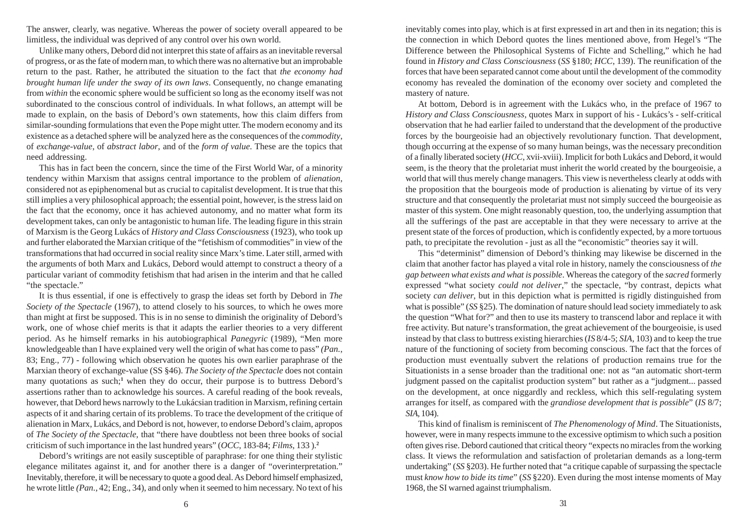The answer, clearly, was negative. Whereas the power of society overall appeared to be limitless, the individual was deprived of any control over his own world.

Unlike many others, Debord did not interpret this state of affairs as an inevitable reversal of progress, or as the fate of modern man, to which there was no alternative but an improbable return to the past. Rather, he attributed the situation to the fact that *the economy had brought human life under the sway of its own laws*. Consequently, no change emanating from *within* the economic sphere would be sufficient so long as the economy itself was not subordinated to the conscious control of individuals. In what follows, an attempt will be made to explain, on the basis of Debord's own statements, how this claim differs from similar-sounding formulations that even the Pope might utter. The modern economy and its existence as a detached sphere will be analyzed here as the consequences of the *commodity*, of *exchange-value*, of *abstract labor*, and of the *form of value*. These are the topics that need addressing.

This has in fact been the concern, since the time of the First World War, of a minority tendency within Marxism that assigns central importance to the problem of *alienation*, considered not as epiphenomenal but as crucial to capitalist development. It is true that this still implies a very philosophical approach; the essential point, however, is the stress laid on the fact that the economy, once it has achieved autonomy, and no matter what form its development takes, can only be antagonistic to human life. The leading figure in this strain of Marxism is the Georg Lukács of *History and Class Consciousness* (1923), who took up and further elaborated the Marxian critique of the "fetishism of commodities" in view of the transformations that had occurred in social reality since Marx's time. Later still, armed with the arguments of both Marx and Lukács, Debord would attempt to construct a theory of a particular variant of commodity fetishism that had arisen in the interim and that he called "the spectacle."

It is thus essential, if one is effectively to grasp the ideas set forth by Debord in *The Society of the Spectacle* (1967), to attend closely to his sources, to which he owes more than might at first be supposed. This is in no sense to diminish the originality of Debord's work, one of whose chief merits is that it adapts the earlier theories to a very different period. As he himself remarks in his autobiographical *Panegyric* (1989), "Men more knowledgeable than I have explained very well the origin of what has come to pass" *(Pan.*, 83; Eng., 77) - following which observation he quotes his own earlier paraphrase of the Marxian theory of exchange-value (SS §46). *The Society of the Spectacle* does not contain many quotations as such;[1] when they do occur, their purpose is to buttress Debord's assertions rather than to acknowledge his sources. A careful reading of the book reveals, however, that Debord hews narrowly to the Lukácsian tradition in Marxism, refining certain aspects of it and sharing certain of its problems. To trace the development of the critique of alienation in Marx, Lukács, and Debord is not, however, to endorse Debord's claim, apropos of *The Society of the Spectacle*, that "there have doubtless not been three books of social criticism of such importance in the last hundred years" (*OCC*, 183-84; *Films*, 133 ).[2]

Debord's writings are not easily susceptible of paraphrase: for one thing their stylistic elegance militates against it, and for another there is a danger of "overinterpretation." Inevitably, therefore, it will be necessary to quote a good deal. As Debord himself emphasized, he wrote little *(Pan.*, 42; Eng., 34), and only when it seemed to him necessary. No text of his

inevitably comes into play, which is at first expressed in art and then in its negation; this is the connection in which Debord quotes the lines mentioned above, from Hegel's "The Difference between the Philosophical Systems of Fichte and Schelling," which he had found in *History and Class Consciousness* (*SS* §180; *HCC*, 139). The reunification of the forces that have been separated cannot come about until the development of the commodity economy has revealed the domination of the economy over society and completed the mastery of nature.

At bottom, Debord is in agreement with the Lukács who, in the preface of 1967 to *History and Class Consciousness*, quotes Marx in support of his - Lukács's - self-critical observation that he had earlier failed to understand that the development of the productive forces by the bourgeoisie had an objectively revolutionary function. That development, though occurring at the expense of so many human beings, was the necessary precondition of a finally liberated society (*HCC*, xvii-xviii). Implicit for both Lukács and Debord, it would seem, is the theory that the proletariat must inherit the world created by the bourgeoisie, a world that will thus merely change managers. This view is nevertheless clearly at odds with the proposition that the bourgeois mode of production is alienating by virtue of its very structure and that consequently the proletariat must not simply succeed the bourgeoisie as master of this system. One might reasonably question, too, the underlying assumption that all the sufferings of the past are acceptable in that they were necessary to arrive at the present state of the forces of production, which is confidently expected, by a more tortuous path, to precipitate the revolution - just as all the "economistic" theories say it will.

This "determinist" dimension of Debord's thinking may likewise be discerned in the claim that another factor has played a vital role in history, namely the consciousness of *the gap between what exists and what is possible*. Whereas the category of the *sacred* formerly expressed "what society *could not deliver*," the spectacle, "by contrast, depicts what society *can deliver*, but in this depiction what is permitted is rigidly distinguished from what is possible" (*SS* §25). The domination of nature should lead society immediately to ask the question "What for?" and then to use its mastery to transcend labor and replace it with free activity. But nature's transformation, the great achievement of the bourgeoisie, is used instead by that class to buttress existing hierarchies (*IS* 8/4-5; *SIA*, 103) and to keep the true nature of the functioning of society from becoming conscious. The fact that the forces of production must eventually subvert the relations of production remains true for the Situationists in a sense broader than the traditional one: not as "an automatic short-term judgment passed on the capitalist production system" but rather as a "judgment... passed on the development, at once niggardly and reckless, which this self-regulating system arranges for itself, as compared with the *grandiose development that is possible*" (*IS* 8/7; *SIA*, 104).

This kind of finalism is reminiscent of *The Phenomenology of Mind*. The Situationists, however, were in many respects immune to the excessive optimism to which such a position often gives rise. Debord cautioned that critical theory "expects no miracles from the working class. It views the reformulation and satisfaction of proletarian demands as a long-term undertaking" (*SS* §203). He further noted that "a critique capable of surpassing the spectacle must *know how to bide its time*" (*SS* §220). Even during the most intense moments of May 1968, the SI warned against triumphalism.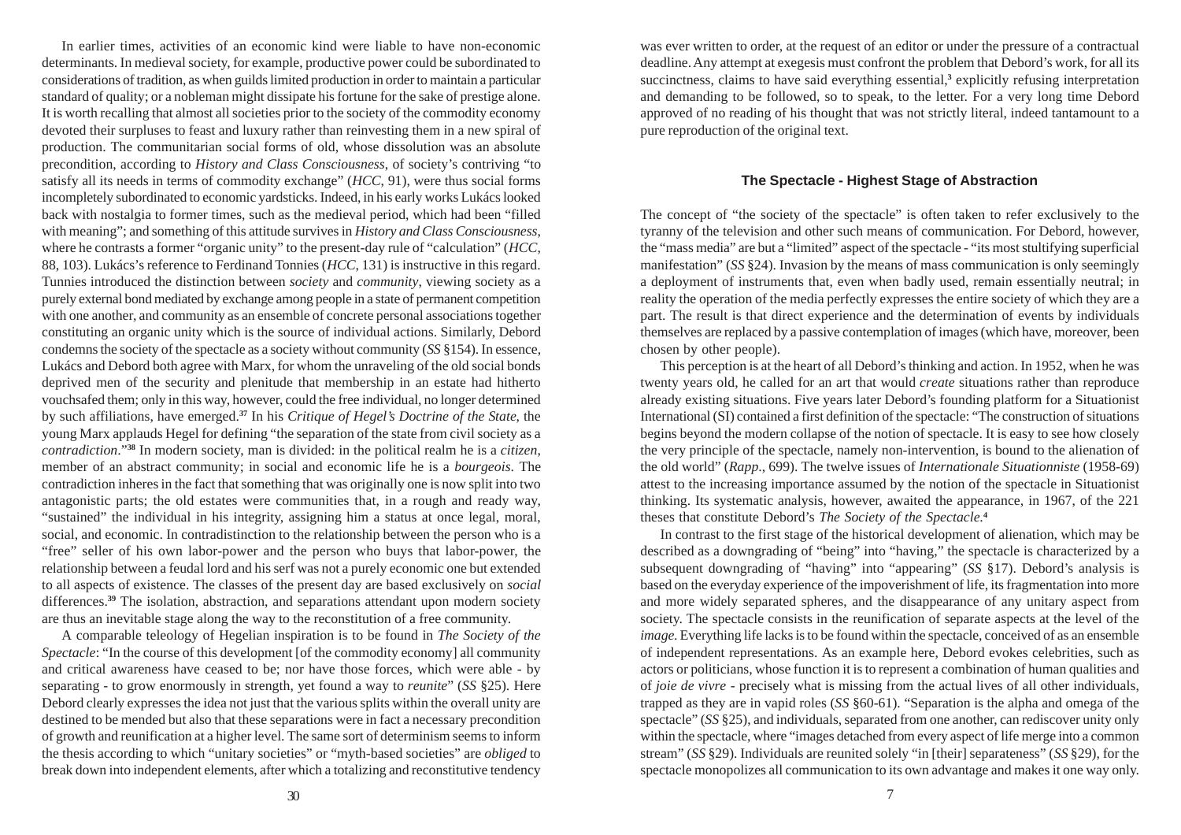In earlier times, activities of an economic kind were liable to have non-economic determinants. In medieval society, for example, productive power could be subordinated to considerations of tradition, as when guilds limited production in order to maintain a particular standard of quality; or a nobleman might dissipate his fortune for the sake of prestige alone. It is worth recalling that almost all societies prior to the society of the commodity economy devoted their surpluses to feast and luxury rather than reinvesting them in a new spiral of production. The communitarian social forms of old, whose dissolution was an absolute precondition, according to *History and Class Consciousness*, of society's contriving "to satisfy all its needs in terms of commodity exchange" (*HCC*, 91), were thus social forms incompletely subordinated to economic yardsticks. Indeed, in his early works Lukács looked back with nostalgia to former times, such as the medieval period, which had been "filled with meaning"; and something of this attitude survives in *History and Class Consciousness*, where he contrasts a former "organic unity" to the present-day rule of "calculation" (*HCC*, 88, 103). Lukács's reference to Ferdinand Tonnies (*HCC*, 131) is instructive in this regard. Tunnies introduced the distinction between *society* and *community*, viewing society as a purely external bond mediated by exchange among people in a state of permanent competition with one another, and community as an ensemble of concrete personal associations together constituting an organic unity which is the source of individual actions. Similarly, Debord condemns the society of the spectacle as a society without community (*SS* §154). In essence, Lukács and Debord both agree with Marx, for whom the unraveling of the old social bonds deprived men of the security and plenitude that membership in an estate had hitherto vouchsafed them; only in this way, however, could the free individual, no longer determined by such affiliations, have emerged.[37] In his *Critique of Hegel's Doctrine of the State*, the young Marx applauds Hegel for defining "the separation of the state from civil society as a *contradiction*."[38] In modern society, man is divided: in the political realm he is a *citizen*, member of an abstract community; in social and economic life he is a *bourgeois*. The contradiction inheres in the fact that something that was originally one is now split into two antagonistic parts; the old estates were communities that, in a rough and ready way, "sustained" the individual in his integrity, assigning him a status at once legal, moral, social, and economic. In contradistinction to the relationship between the person who is a "free" seller of his own labor-power and the person who buys that labor-power, the relationship between a feudal lord and his serf was not a purely economic one but extended to all aspects of existence. The classes of the present day are based exclusively on *social* differences.[39] The isolation, abstraction, and separations attendant upon modern society are thus an inevitable stage along the way to the reconstitution of a free community.

A comparable teleology of Hegelian inspiration is to be found in *The Society of the Spectacle*: "In the course of this development [of the commodity economy] all community and critical awareness have ceased to be; nor have those forces, which were able - by separating - to grow enormously in strength, yet found a way to *reunite*" (*SS* §25). Here Debord clearly expresses the idea not just that the various splits within the overall unity are destined to be mended but also that these separations were in fact a necessary precondition of growth and reunification at a higher level. The same sort of determinism seems to inform the thesis according to which "unitary societies" or "myth-based societies" are *obliged* to break down into independent elements, after which a totalizing and reconstitutive tendency

was ever written to order, at the request of an editor or under the pressure of a contractual deadline. Any attempt at exegesis must confront the problem that Debord's work, for all its succinctness, claims to have said everything essential,[3] explicitly refusing interpretation and demanding to be followed, so to speak, to the letter. For a very long time Debord approved of no reading of his thought that was not strictly literal, indeed tantamount to a pure reproduction of the original text.

## The Spectacle - Highest Stage of Abstraction

The concept of "the society of the spectacle" is often taken to refer exclusively to the tyranny of the television and other such means of communication. For Debord, however, the "mass media" are but a "limited" aspect of the spectacle - "its most stultifying superficial manifestation" (*SS* §24). Invasion by the means of mass communication is only seemingly a deployment of instruments that, even when badly used, remain essentially neutral; in reality the operation of the media perfectly expresses the entire society of which they are a part. The result is that direct experience and the determination of events by individuals themselves are replaced by a passive contemplation of images (which have, moreover, been chosen by other people).

This perception is at the heart of all Debord's thinking and action. In 1952, when he was twenty years old, he called for an art that would *create* situations rather than reproduce already existing situations. Five years later Debord's founding platform for a Situationist International (SI) contained a first definition of the spectacle: "The construction of situations begins beyond the modern collapse of the notion of spectacle. It is easy to see how closely the very principle of the spectacle, namely non-intervention, is bound to the alienation of the old world" (*Rapp*., 699). The twelve issues of *Internationale Situationniste* (1958-69) attest to the increasing importance assumed by the notion of the spectacle in Situationist thinking. Its systematic analysis, however, awaited the appearance, in 1967, of the 221 theses that constitute Debord's *The Society of the Spectacle*.[4]

In contrast to the first stage of the historical development of alienation, which may be described as a downgrading of "being" into "having," the spectacle is characterized by a subsequent downgrading of "having" into "appearing" (*SS* §17). Debord's analysis is based on the everyday experience of the impoverishment of life, its fragmentation into more and more widely separated spheres, and the disappearance of any unitary aspect from society. The spectacle consists in the reunification of separate aspects at the level of the *image*. Everything life lacks is to be found within the spectacle, conceived of as an ensemble of independent representations. As an example here, Debord evokes celebrities, such as actors or politicians, whose function it is to represent a combination of human qualities and of *joie de vivre* - precisely what is missing from the actual lives of all other individuals, trapped as they are in vapid roles (*SS* §60-61). "Separation is the alpha and omega of the spectacle" (*SS* §25), and individuals, separated from one another, can rediscover unity only within the spectacle, where "images detached from every aspect of life merge into a common stream" (*SS* §29). Individuals are reunited solely "in [their] separateness" (*SS* §29), for the spectacle monopolizes all communication to its own advantage and makes it one way only.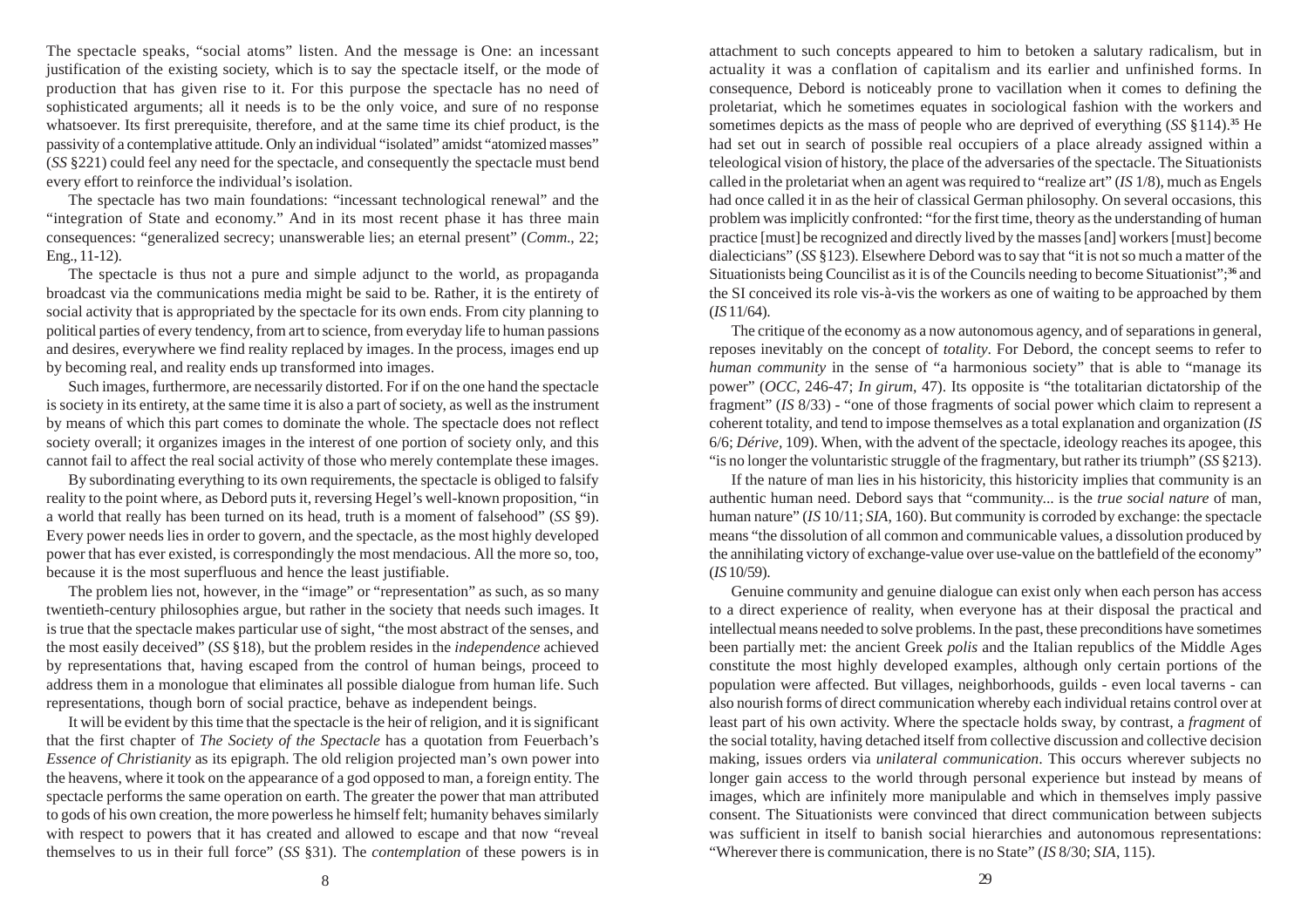The spectacle speaks, "social atoms" listen. And the message is One: an incessant justification of the existing society, which is to say the spectacle itself, or the mode of production that has given rise to it. For this purpose the spectacle has no need of sophisticated arguments; all it needs is to be the only voice, and sure of no response whatsoever. Its first prerequisite, therefore, and at the same time its chief product, is the passivity of a contemplative attitude. Only an individual "isolated" amidst "atomized masses" (*SS* §221) could feel any need for the spectacle, and consequently the spectacle must bend every effort to reinforce the individual's isolation.

The spectacle has two main foundations: "incessant technological renewal" and the "integration of State and economy." And in its most recent phase it has three main consequences: "generalized secrecy; unanswerable lies; an eternal present" (*Comm*., 22; Eng., 11-12).

The spectacle is thus not a pure and simple adjunct to the world, as propaganda broadcast via the communications media might be said to be. Rather, it is the entirety of social activity that is appropriated by the spectacle for its own ends. From city planning to political parties of every tendency, from art to science, from everyday life to human passions and desires, everywhere we find reality replaced by images. In the process, images end up by becoming real, and reality ends up transformed into images.

Such images, furthermore, are necessarily distorted. For if on the one hand the spectacle is society in its entirety, at the same time it is also a part of society, as well as the instrument by means of which this part comes to dominate the whole. The spectacle does not reflect society overall; it organizes images in the interest of one portion of society only, and this cannot fail to affect the real social activity of those who merely contemplate these images.

By subordinating everything to its own requirements, the spectacle is obliged to falsify reality to the point where, as Debord puts it, reversing Hegel's well-known proposition, "in a world that really has been turned on its head, truth is a moment of falsehood" (*SS* §9). Every power needs lies in order to govern, and the spectacle, as the most highly developed power that has ever existed, is correspondingly the most mendacious. All the more so, too, because it is the most superfluous and hence the least justifiable.

The problem lies not, however, in the "image" or "representation" as such, as so many twentieth-century philosophies argue, but rather in the society that needs such images. It is true that the spectacle makes particular use of sight, "the most abstract of the senses, and the most easily deceived" (*SS* §18), but the problem resides in the *independence* achieved by representations that, having escaped from the control of human beings, proceed to address them in a monologue that eliminates all possible dialogue from human life. Such representations, though born of social practice, behave as independent beings.

It will be evident by this time that the spectacle is the heir of religion, and it is significant that the first chapter of *The Society of the Spectacle* has a quotation from Feuerbach's *Essence of Christianity* as its epigraph. The old religion projected man's own power into the heavens, where it took on the appearance of a god opposed to man, a foreign entity. The spectacle performs the same operation on earth. The greater the power that man attributed to gods of his own creation, the more powerless he himself felt; humanity behaves similarly with respect to powers that it has created and allowed to escape and that now "reveal themselves to us in their full force" (*SS* §31). The *contemplation* of these powers is in

attachment to such concepts appeared to him to betoken a salutary radicalism, but in actuality it was a conflation of capitalism and its earlier and unfinished forms. In consequence, Debord is noticeably prone to vacillation when it comes to defining the proletariat, which he sometimes equates in sociological fashion with the workers and sometimes depicts as the mass of people who are deprived of everything (*SS* §114).[35] He had set out in search of possible real occupiers of a place already assigned within a teleological vision of history, the place of the adversaries of the spectacle. The Situationists called in the proletariat when an agent was required to "realize art" (*IS* 1/8), much as Engels had once called it in as the heir of classical German philosophy. On several occasions, this problem was implicitly confronted: "for the first time, theory as the understanding of human practice [must] be recognized and directly lived by the masses [and] workers [must] become dialecticians" (*SS* §123). Elsewhere Debord was to say that "it is not so much a matter of the Situationists being Councilist as it is of the Councils needing to become Situationist";[36] and the SI conceived its role vis-à-vis the workers as one of waiting to be approached by them (*IS* 11/64).

The critique of the economy as a now autonomous agency, and of separations in general, reposes inevitably on the concept of *totality*. For Debord, the concept seems to refer to *human community* in the sense of "a harmonious society" that is able to "manage its power" (*OCC*, 246-47; *In girum*, 47). Its opposite is "the totalitarian dictatorship of the fragment" (*IS* 8/33) - "one of those fragments of social power which claim to represent a coherent totality, and tend to impose themselves as a total explanation and organization (*IS* 6/6; *Dérive*, 109). When, with the advent of the spectacle, ideology reaches its apogee, this "is no longer the voluntaristic struggle of the fragmentary, but rather its triumph" (*SS* §213).

If the nature of man lies in his historicity, this historicity implies that community is an authentic human need. Debord says that "community... is the *true social nature* of man, human nature" (*IS* 10/11; *SIA*, 160). But community is corroded by exchange: the spectacle means "the dissolution of all common and communicable values, a dissolution produced by the annihilating victory of exchange-value over use-value on the battlefield of the economy" (*IS* 10/59).

Genuine community and genuine dialogue can exist only when each person has access to a direct experience of reality, when everyone has at their disposal the practical and intellectual means needed to solve problems. In the past, these preconditions have sometimes been partially met: the ancient Greek *polis* and the Italian republics of the Middle Ages constitute the most highly developed examples, although only certain portions of the population were affected. But villages, neighborhoods, guilds - even local taverns - can also nourish forms of direct communication whereby each individual retains control over at least part of his own activity. Where the spectacle holds sway, by contrast, a *fragment* of the social totality, having detached itself from collective discussion and collective decision making, issues orders via *unilateral communication*. This occurs wherever subjects no longer gain access to the world through personal experience but instead by means of images, which are infinitely more manipulable and which in themselves imply passive consent. The Situationists were convinced that direct communication between subjects was sufficient in itself to banish social hierarchies and autonomous representations: "Wherever there is communication, there is no State" (*IS* 8/30; *SIA*, 115).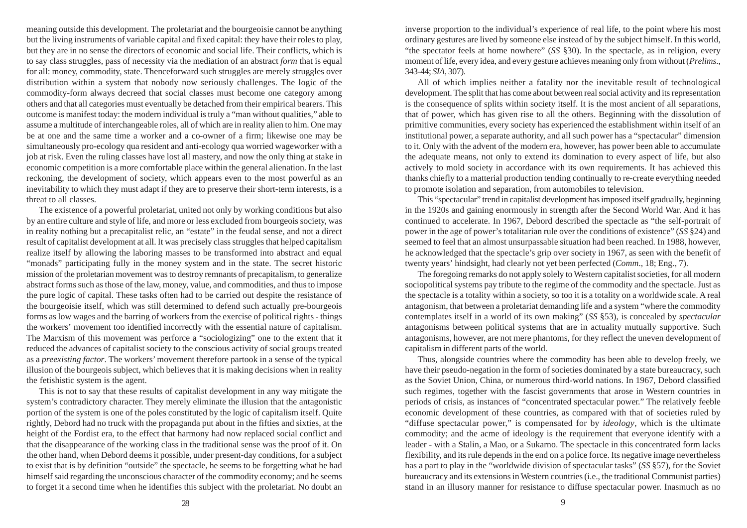meaning outside this development. The proletariat and the bourgeoisie cannot be anything but the living instruments of variable capital and fixed capital: they have their roles to play, but they are in no sense the directors of economic and social life. Their conflicts, which is to say class struggles, pass of necessity via the mediation of an abstract *form* that is equal for all: money, commodity, state. Thenceforward such struggles are merely struggles over distribution within a system that nobody now seriously challenges. The logic of the commodity-form always decreed that social classes must become one category among others and that all categories must eventually be detached from their empirical bearers. This outcome is manifest today: the modern individual is truly a "man without qualities," able to assume a multitude of interchangeable roles, all of which are in reality alien to him. One may be at one and the same time a worker and a co-owner of a firm; likewise one may be simultaneously pro-ecology qua resident and anti-ecology qua worried wageworker with a job at risk. Even the ruling classes have lost all mastery, and now the only thing at stake in economic competition is a more comfortable place within the general alienation. In the last reckoning, the development of society, which appears even to the most powerful as an inevitability to which they must adapt if they are to preserve their short-term interests, is a threat to all classes.

The existence of a powerful proletariat, united not only by working conditions but also by an entire culture and style of life, and more or less excluded from bourgeois society, was in reality nothing but a precapitalist relic, an "estate" in the feudal sense, and not a direct result of capitalist development at all. It was precisely class struggles that helped capitalism realize itself by allowing the laboring masses to be transformed into abstract and equal "monads" participating fully in the money system and in the state. The secret historic mission of the proletarian movement was to destroy remnants of precapitalism, to generalize abstract forms such as those of the law, money, value, and commodities, and thus to impose the pure logic of capital. These tasks often had to be carried out despite the resistance of the bourgeoisie itself, which was still determined to defend such actually pre-bourgeois forms as low wages and the barring of workers from the exercise of political rights - things the workers' movement too identified incorrectly with the essential nature of capitalism. The Marxism of this movement was perforce a "sociologizing" one to the extent that it reduced the advances of capitalist society to the conscious activity of social groups treated as a *preexisting factor*. The workers' movement therefore partook in a sense of the typical illusion of the bourgeois subject, which believes that it is making decisions when in reality the fetishistic system is the agent.

This is not to say that these results of capitalist development in any way mitigate the system's contradictory character. They merely eliminate the illusion that the antagonistic portion of the system is one of the poles constituted by the logic of capitalism itself. Quite rightly, Debord had no truck with the propaganda put about in the fifties and sixties, at the height of the Fordist era, to the effect that harmony had now replaced social conflict and that the disappearance of the working class in the traditional sense was the proof of it. On the other hand, when Debord deems it possible, under present-day conditions, for a subject to exist that is by definition "outside" the spectacle, he seems to be forgetting what he had himself said regarding the unconscious character of the commodity economy; and he seems to forget it a second time when he identifies this subject with the proletariat. No doubt an

inverse proportion to the individual's experience of real life, to the point where his most ordinary gestures are lived by someone else instead of by the subject himself. In this world, "the spectator feels at home nowhere" (*SS* §30). In the spectacle, as in religion, every moment of life, every idea, and every gesture achieves meaning only from without (*Prelims*., 343-44; *SIA*, 307).

All of which implies neither a fatality nor the inevitable result of technological development. The split that has come about between real social activity and its representation is the consequence of splits within society itself. It is the most ancient of all separations, that of power, which has given rise to all the others. Beginning with the dissolution of primitive communities, every society has experienced the establishment within itself of an institutional power, a separate authority, and all such power has a "spectacular" dimension to it. Only with the advent of the modern era, however, has power been able to accumulate the adequate means, not only to extend its domination to every aspect of life, but also actively to mold society in accordance with its own requirements. It has achieved this thanks chiefly to a matterial production tending continually to re-create everything needed to promote isolation and separation, from automobiles to television.

This "spectacular" trend in capitalist development has imposed itself gradually, beginning in the 1920s and gaining enormously in strength after the Second World War. And it has continued to accelerate. In 1967, Debord described the spectacle as "the self-portrait of power in the age of power's totalitarian rule over the conditions of existence" (*SS* §24) and seemed to feel that an almost unsurpassable situation had been reached. In 1988, however, he acknowledged that the spectacle's grip over society in 1967, as seen with the benefit of twenty years' hindsight, had clearly not yet been perfected (*Comm*., 18; Eng., 7).

The foregoing remarks do not apply solely to Western capitalist societies, for all modern sociopolitical systems pay tribute to the regime of the commodity and the spectacle. Just as the spectacle is a totality within a society, so too it is a totality on a worldwide scale. A real antagonism, that between a proletariat demanding life and a system "where the commodity contemplates itself in a world of its own making" (*SS* §53), is concealed by *spectacular* antagonisms between political systems that are in actuality mutually supportive. Such antagonisms, however, are not mere phantoms, for they reflect the uneven development of capitalism in different parts of the world.

Thus, alongside countries where the commodity has been able to develop freely, we have their pseudo-negation in the form of societies dominated by a state bureaucracy, such as the Soviet Union, China, or numerous third-world nations. In 1967, Debord classified such regimes, together with the fascist governments that arose in Western countries in periods of crisis, as instances of "concentrated spectacular power." The relatively feeble economic development of these countries, as compared with that of societies ruled by "diffuse spectacular power," is compensated for by *ideology*, which is the ultimate commodity; and the acme of ideology is the requirement that everyone identify with a leader - with a Stalin, a Mao, or a Sukarno. The spectacle in this concentrated form lacks flexibility, and its rule depends in the end on a police force. Its negative image nevertheless has a part to play in the "worldwide division of spectacular tasks" (*SS* §57), for the Soviet bureaucracy and its extensions in Western countries (i.e., the traditional Communist parties) stand in an illusory manner for resistance to diffuse spectacular power. Inasmuch as no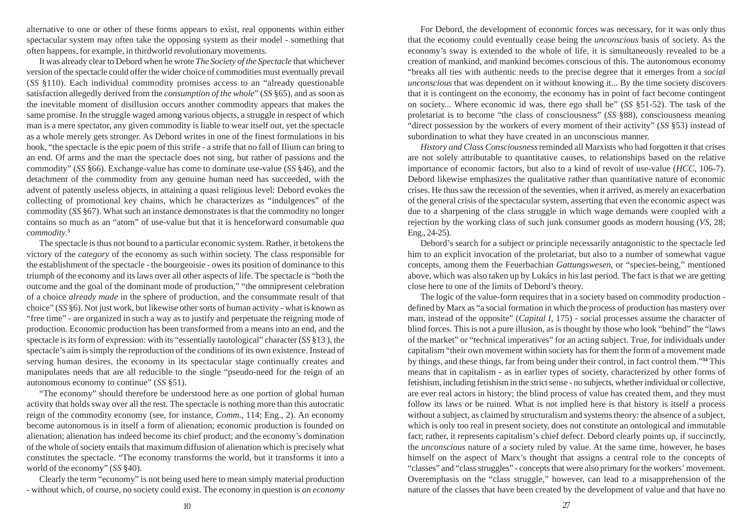alternative to one or other of these forms appears to exist, real opponents within either spectacular system may often take the opposing system as their model - something that often happens, for example, in thirdworld revolutionary movements.

It was already clear to Debord when he wrote *The Society of the Spectacle* that whichever version of the spectacle could offer the wider choice of commodities must eventually prevail (*SS* §110). Each individual commodity promises access to an "already questionable satisfaction allegedly derived from the *consumption of the whole*" (*SS* §65), and as soon as the inevitable moment of disillusion occurs another commodity appears that makes the same promise. In the struggle waged among various objects, a struggle in respect of which man is a mere spectator, any given commodity is liable to wear itself out, yet the spectacle as a whole merely gets stronger. As Debord writes in one of the finest formulations in his book, "the spectacle is the epic poem of this strife - a strife that no fall of Ilium can bring to an end. Of arms and the man the spectacle does not sing, but rather of passions and the commodity" (*SS* §66). Exchange-value has come to dominate use-value (*SS* §46), and the detachment of the commodity from any genuine human need has succeeded, with the advent of patently useless objects, in attaining a quasi religious level: Debord evokes the collecting of promotional key chains, which he characterizes as "indulgences" of the commodity (*SS* §67). What such an instance demonstrates is that the commodity no longer contains so much as an "atom" of use-value but that it is henceforward consumable *qua commodity*.[5]

The spectacle is thus not bound to a particular economic system. Rather, it betokens the victory of the *category* of the economy as such within society. The class responsible for the establishment of the spectacle - the bourgeoisie - owes its position of dominance to this triumph of the economy and its laws over all other aspects of life. The spectacle is "both the outcome and the goal of the dominant mode of production," "the omnipresent celebration of a choice *already made* in the sphere of production, and the consummate result of that choice" (*SS* §6). Not just work, but likewise other sorts of human activity - what is known as "free time" - are organized in such a way as to justify and perpetuate the reigning mode of production. Economic production has been transformed from a means into an end, and the spectacle is its form of expression: with its "essentially tautological" character (*SS* §13 ), the spectacle's aim is simply the reproduction of the conditions of its own existence. Instead of serving human desires, the economy in its spectacular stage continually creates and manipulates needs that are all reducible to the single "pseudo-need for the reign of an autonomous economy to continue" (*SS* §51).

"The economy" should therefore be understood here as one portion of global human activity that holds sway over all the rest. The spectacle is nothing more than this autocratic reign of the commodity economy (see, for instance, *Comm.*, 114; Eng., 2). An economy become autonomous is in itself a form of alienation; economic production is founded on alienation; alienation has indeed become its chief product; and the economy's domination of the whole of society entails that maximum diffusion of alienation which is precisely what constitutes the spectacle. "The economy transforms the world, but it transforms it into a world of the economy" (*SS* §40).

Clearly the term "economy" is not being used here to mean simply material production - without which, of course, no society could exist. The economy in question is *an economy*

For Debord, the development of economic forces was necessary, for it was only thus that the economy could eventually cease being the *unconscious* basis of society. As the economy's sway is extended to the whole of life, it is simultaneously revealed to be a creation of mankind, and mankind becomes conscious of this. The autonomous economy "breaks all ties with authentic needs to the precise degree that it emerges from a *social unconscious* that was dependent on it without knowing it... By the time society discovers that it is contingent on the economy, the economy has in point of fact become contingent on society... Where economic id was, there ego shall be" (*SS* §51-52). The task of the proletariat is to become "the class of consciousness" (*SS* §88), consciousness meaning "direct possession by the workers of every moment of their activity" (*SS* §53) instead of subordination to what they have created in an unconscious manner.

*History and Class Consciousness* reminded all Marxists who had forgotten it that crises are not solely attributable to quantitative causes, to relationships based on the relative importance of economic factors, but also to a kind of revolt of use-value (*HCC*, 106-7). Debord likewise emphasizes the qualitative rather than quantitative nature of economic crises. He thus saw the recession of the seventies, when it arrived, as merely an exacerbation of the general crisis of the spectacular system, asserting that even the economic aspect was due to a sharpening of the class struggle in which wage demands were coupled with a rejection by the working class of such junk consumer goods as modern housing (*VS*, 28; Eng., 24-25).

Debord's search for a subject or principle necessarily antagonistic to the spectacle led him to an explicit invocation of the proletariat, but also to a number of somewhat vague concepts, among them the Feuerbachian *Gattungswesen*, or "species-being," mentioned above, which was also taken up by Lukács in his last period. The fact is that we are getting close here to one of the limits of Debord's theory.

The logic of the value-form requires that in a society based on commodity production - defined by Marx as "a social formation in which the process of production has mastery over man, instead of the opposite" (*Capital I*, 175) - social processes assume the character of blind forces. This is not a pure illusion, as is thought by those who look "behind" the "laws of the market" or "technical imperatives" for an acting subject. True, for individuals under capitalism "their own movement within society has for them the form of a movement made by things, and these things, far from being under their control, in fact control them."[34] This means that in capitalism - as in earlier types of society, characterized by other forms of fetishism, including fetishism in the strict sense - no subjects, whether individual or collective, are ever real actors in history; the blind process of value has created them, and they must follow its laws or be ruined. What is not implied here is that history is itself a process without a subject, as claimed by structuralism and systems theory: the absence of a subject, which is only too real in present society, does not constitute an ontological and immutable fact; rather, it represents capitalism's chief defect. Debord clearly points up, if succinctly, the *unconscious* nature of a society ruled by value. At the same time, however, he bases himself on the aspect of Marx's thought that assigns a central role to the concepts of "classes" and "class struggles" - concepts that were also primary for the workers' movement. Overemphasis on the "class struggle," however, can lead to a misapprehension of the nature of the classes that have been created by the development of value and that have no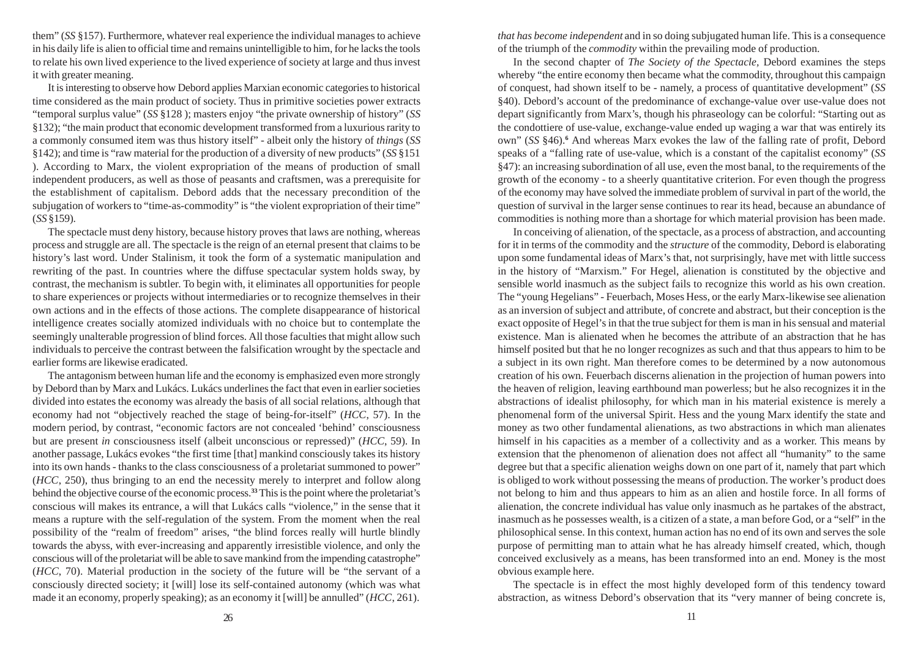them" (*SS* §157). Furthermore, whatever real experience the individual manages to achieve in his daily life is alien to official time and remains unintelligible to him, for he lacks the tools to relate his own lived experience to the lived experience of society at large and thus invest it with greater meaning.

It is interesting to observe how Debord applies Marxian economic categories to historical time considered as the main product of society. Thus in primitive societies power extracts "temporal surplus value" (*SS* §128 ); masters enjoy "the private ownership of history" (*SS* §132); "the main product that economic development transformed from a luxurious rarity to a commonly consumed item was thus history itself" - albeit only the history of *things* (*SS* §142); and time is "raw material for the production of a diversity of new products" (*SS* §151 ). According to Marx, the violent expropriation of the means of production of small independent producers, as well as those of peasants and craftsmen, was a prerequisite for the establishment of capitalism. Debord adds that the necessary precondition of the subjugation of workers to "time-as-commodity" is "the violent expropriation of their time" (*SS* §159).

The spectacle must deny history, because history proves that laws are nothing, whereas process and struggle are all. The spectacle is the reign of an eternal present that claims to be history's last word. Under Stalinism, it took the form of a systematic manipulation and rewriting of the past. In countries where the diffuse spectacular system holds sway, by contrast, the mechanism is subtler. To begin with, it eliminates all opportunities for people to share experiences or projects without intermediaries or to recognize themselves in their own actions and in the effects of those actions. The complete disappearance of historical intelligence creates socially atomized individuals with no choice but to contemplate the seemingly unalterable progression of blind forces. All those faculties that might allow such individuals to perceive the contrast between the falsification wrought by the spectacle and earlier forms are likewise eradicated.

The antagonism between human life and the economy is emphasized even more strongly by Debord than by Marx and Lukács. Lukács underlines the fact that even in earlier societies divided into estates the economy was already the basis of all social relations, although that economy had not "objectively reached the stage of being-for-itself" (*HCC*, 57). In the modern period, by contrast, "economic factors are not concealed 'behind' consciousness but are present *in* consciousness itself (albeit unconscious or repressed)" (*HCC*, 59). In another passage, Lukács evokes "the first time [that] mankind consciously takes its history into its own hands - thanks to the class consciousness of a proletariat summoned to power" (*HCC*, 250), thus bringing to an end the necessity merely to interpret and follow along behind the objective course of the economic process.[33] This is the point where the proletariat's conscious will makes its entrance, a will that Lukács calls "violence," in the sense that it means a rupture with the self-regulation of the system. From the moment when the real possibility of the "realm of freedom" arises, "the blind forces really will hurtle blindly towards the abyss, with ever-increasing and apparently irresistible violence, and only the conscious will of the proletariat will be able to save mankind from the impending catastrophe" (*HCC*, 70). Material production in the society of the future will be "the servant of a consciously directed society; it [will] lose its self-contained autonomy (which was what made it an economy, properly speaking); as an economy it [will] be annulled" (*HCC*, 261).

*that has become independent* and in so doing subjugated human life. This is a consequence of the triumph of the *commodity* within the prevailing mode of production.

In the second chapter of *The Society of the Spectacle*, Debord examines the steps whereby "the entire economy then became what the commodity, throughout this campaign of conquest, had shown itself to be - namely, a process of quantitative development" (*SS* §40). Debord's account of the predominance of exchange-value over use-value does not depart significantly from Marx's, though his phraseology can be colorful: "Starting out as the condottiere of use-value, exchange-value ended up waging a war that was entirely its own" (*SS* §46).[6] And whereas Marx evokes the law of the falling rate of profit, Debord speaks of a "falling rate of use-value, which is a constant of the capitalist economy" (*SS* §47): an increasing subordination of all use, even the most banal, to the requirements of the growth of the economy - to a sheerly quantitative criterion. For even though the progress of the economy may have solved the immediate problem of survival in part of the world, the question of survival in the larger sense continues to rear its head, because an abundance of commodities is nothing more than a shortage for which material provision has been made.

In conceiving of alienation, of the spectacle, as a process of abstraction, and accounting for it in terms of the commodity and the *structure* of the commodity, Debord is elaborating upon some fundamental ideas of Marx's that, not surprisingly, have met with little success in the history of "Marxism." For Hegel, alienation is constituted by the objective and sensible world inasmuch as the subject fails to recognize this world as his own creation. The "young Hegelians" - Feuerbach, Moses Hess, or the early Marx-likewise see alienation as an inversion of subject and attribute, of concrete and abstract, but their conception is the exact opposite of Hegel's in that the true subject for them is man in his sensual and material existence. Man is alienated when he becomes the attribute of an abstraction that he has himself posited but that he no longer recognizes as such and that thus appears to him to be a subject in its own right. Man therefore comes to be determined by a now autonomous creation of his own. Feuerbach discerns alienation in the projection of human powers into the heaven of religion, leaving earthbound man powerless; but he also recognizes it in the abstractions of idealist philosophy, for which man in his material existence is merely a phenomenal form of the universal Spirit. Hess and the young Marx identify the state and money as two other fundamental alienations, as two abstractions in which man alienates himself in his capacities as a member of a collectivity and as a worker. This means by extension that the phenomenon of alienation does not affect all "humanity" to the same degree but that a specific alienation weighs down on one part of it, namely that part which is obliged to work without possessing the means of production. The worker's product does not belong to him and thus appears to him as an alien and hostile force. In all forms of alienation, the concrete individual has value only inasmuch as he partakes of the abstract, inasmuch as he possesses wealth, is a citizen of a state, a man before God, or a "self" in the philosophical sense. In this context, human action has no end of its own and serves the sole purpose of permitting man to attain what he has already himself created, which, though conceived exclusively as a means, has been transformed into an end. Money is the most obvious example here.

The spectacle is in effect the most highly developed form of this tendency toward abstraction, as witness Debord's observation that its "very manner of being concrete is,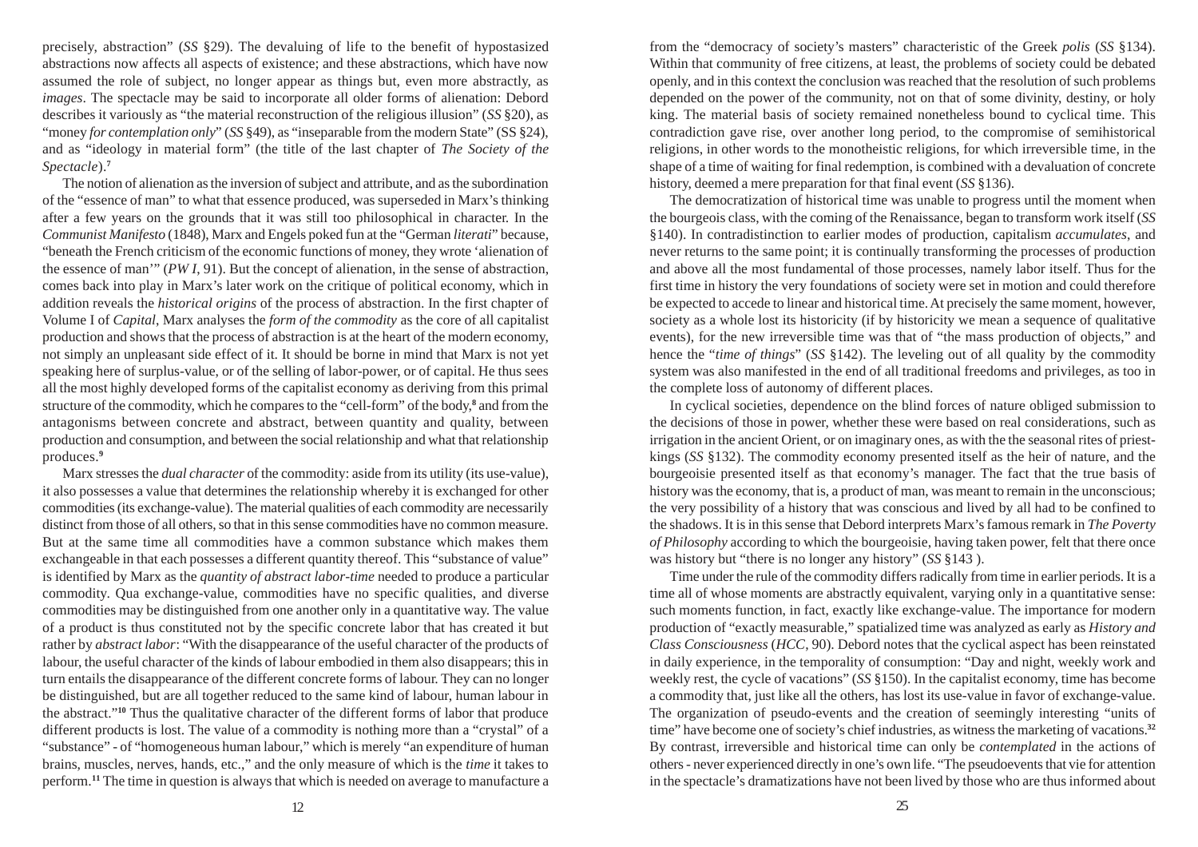precisely, abstraction" (*SS* §29). The devaluing of life to the benefit of hypostasized abstractions now affects all aspects of existence; and these abstractions, which have now assumed the role of subject, no longer appear as things but, even more abstractly, as *images*. The spectacle may be said to incorporate all older forms of alienation: Debord describes it variously as "the material reconstruction of the religious illusion" (*SS* §20), as "money *for contemplation only*" (*SS* §49), as "inseparable from the modern State" (SS §24), and as "ideology in material form" (the title of the last chapter of *The Society of the Spectacle*).[7]

The notion of alienation as the inversion of subject and attribute, and as the subordination of the "essence of man" to what that essence produced, was superseded in Marx's thinking after a few years on the grounds that it was still too philosophical in character. In the *Communist Manifesto* (1848), Marx and Engels poked fun at the "German *literati*" because, "beneath the French criticism of the economic functions of money, they wrote 'alienation of the essence of man'" (*PW I*, 91). But the concept of alienation, in the sense of abstraction, comes back into play in Marx's later work on the critique of political economy, which in addition reveals the *historical origins* of the process of abstraction. In the first chapter of Volume I of *Capital*, Marx analyses the *form of the commodity* as the core of all capitalist production and shows that the process of abstraction is at the heart of the modern economy, not simply an unpleasant side effect of it. It should be borne in mind that Marx is not yet speaking here of surplus-value, or of the selling of labor-power, or of capital. He thus sees all the most highly developed forms of the capitalist economy as deriving from this primal structure of the commodity, which he compares to the "cell-form" of the body,[8] and from the antagonisms between concrete and abstract, between quantity and quality, between production and consumption, and between the social relationship and what that relationship produces.[9]

Marx stresses the *dual character* of the commodity: aside from its utility (its use-value), it also possesses a value that determines the relationship whereby it is exchanged for other commodities (its exchange-value). The material qualities of each commodity are necessarily distinct from those of all others, so that in this sense commodities have no common measure. But at the same time all commodities have a common substance which makes them exchangeable in that each possesses a different quantity thereof. This "substance of value" is identified by Marx as the *quantity of abstract labor-time* needed to produce a particular commodity. Qua exchange-value, commodities have no specific qualities, and diverse commodities may be distinguished from one another only in a quantitative way. The value of a product is thus constituted not by the specific concrete labor that has created it but rather by *abstract labor*: "With the disappearance of the useful character of the products of labour, the useful character of the kinds of labour embodied in them also disappears; this in turn entails the disappearance of the different concrete forms of labour. They can no longer be distinguished, but are all together reduced to the same kind of labour, human labour in the abstract."[10] Thus the qualitative character of the different forms of labor that produce different products is lost. The value of a commodity is nothing more than a "crystal" of a "substance" - of "homogeneous human labour," which is merely "an expenditure of human brains, muscles, nerves, hands, etc.," and the only measure of which is the *time* it takes to perform.[11] The time in question is always that which is needed on average to manufacture a

from the "democracy of society's masters" characteristic of the Greek *polis* (*SS* §134). Within that community of free citizens, at least, the problems of society could be debated openly, and in this context the conclusion was reached that the resolution of such problems depended on the power of the community, not on that of some divinity, destiny, or holy king. The material basis of society remained nonetheless bound to cyclical time. This contradiction gave rise, over another long period, to the compromise of semihistorical religions, in other words to the monotheistic religions, for which irreversible time, in the shape of a time of waiting for final redemption, is combined with a devaluation of concrete history, deemed a mere preparation for that final event (*SS* §136).

The democratization of historical time was unable to progress until the moment when the bourgeois class, with the coming of the Renaissance, began to transform work itself (*SS* §140). In contradistinction to earlier modes of production, capitalism *accumulates*, and never returns to the same point; it is continually transforming the processes of production and above all the most fundamental of those processes, namely labor itself. Thus for the first time in history the very foundations of society were set in motion and could therefore be expected to accede to linear and historical time. At precisely the same moment, however, society as a whole lost its historicity (if by historicity we mean a sequence of qualitative events), for the new irreversible time was that of "the mass production of objects," and hence the "*time of things*" (*SS* §142). The leveling out of all quality by the commodity system was also manifested in the end of all traditional freedoms and privileges, as too in the complete loss of autonomy of different places.

In cyclical societies, dependence on the blind forces of nature obliged submission to the decisions of those in power, whether these were based on real considerations, such as irrigation in the ancient Orient, or on imaginary ones, as with the the seasonal rites of priest-kings (*SS* §132). The commodity economy presented itself as the heir of nature, and the bourgeoisie presented itself as that economy's manager. The fact that the true basis of history was the economy, that is, a product of man, was meant to remain in the unconscious; the very possibility of a history that was conscious and lived by all had to be confined to the shadows. It is in this sense that Debord interprets Marx's famous remark in *The Poverty of Philosophy* according to which the bourgeoisie, having taken power, felt that there once was history but "there is no longer any history" (*SS* §143 ).

Time under the rule of the commodity differs radically from time in earlier periods. It is a time all of whose moments are abstractly equivalent, varying only in a quantitative sense: such moments function, in fact, exactly like exchange-value. The importance for modern production of "exactly measurable," spatialized time was analyzed as early as *History and Class Consciousness* (*HCC*, 90). Debord notes that the cyclical aspect has been reinstated in daily experience, in the temporality of consumption: "Day and night, weekly work and weekly rest, the cycle of vacations" (*SS* §150). In the capitalist economy, time has become a commodity that, just like all the others, has lost its use-value in favor of exchange-value. The organization of pseudo-events and the creation of seemingly interesting "units of time" have become one of society's chief industries, as witness the marketing of vacations.[32] By contrast, irreversible and historical time can only be *contemplated* in the actions of others - never experienced directly in one's own life. "The pseudoevents that vie for attention in the spectacle's dramatizations have not been lived by those who are thus informed about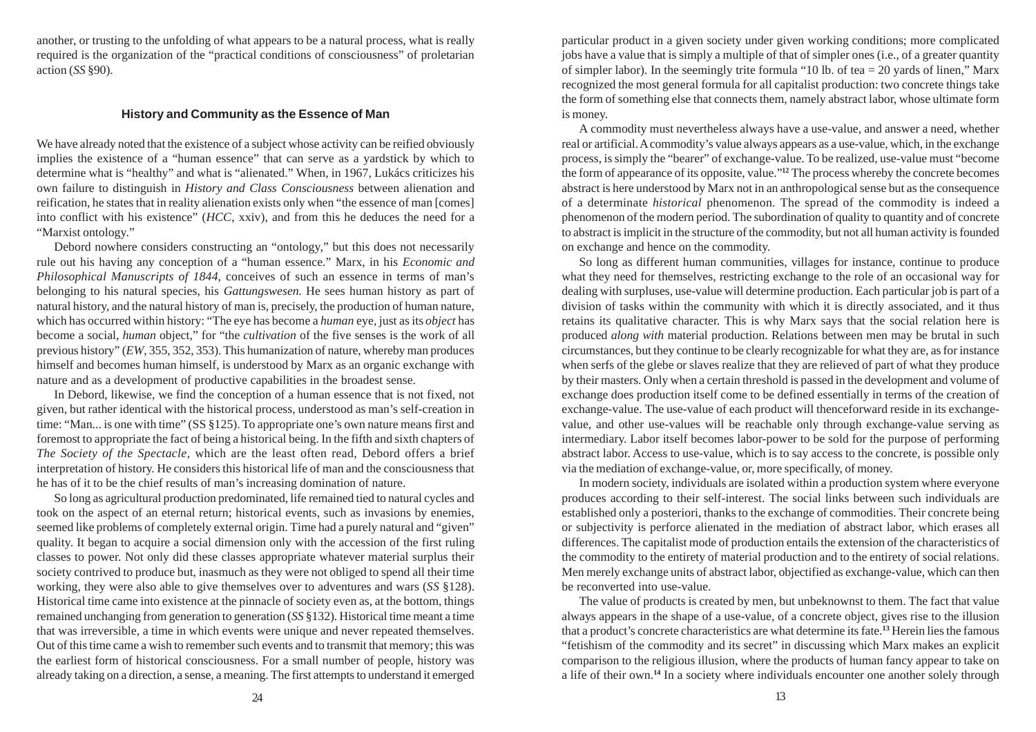another, or trusting to the unfolding of what appears to be a natural process, what is really required is the organization of the "practical conditions of consciousness" of proletarian action (*SS* §90).

### History and Community as the Essence of Man

We have already noted that the existence of a subject whose activity can be reified obviously implies the existence of a "human essence" that can serve as a yardstick by which to determine what is "healthy" and what is "alienated." When, in 1967, Lukács criticizes his own failure to distinguish in *History and Class Consciousness* between alienation and reification, he states that in reality alienation exists only when "the essence of man [comes] into conflict with his existence" (*HCC*, xxiv), and from this he deduces the need for a "Marxist ontology."

Debord nowhere considers constructing an "ontology," but this does not necessarily rule out his having any conception of a "human essence." Marx, in his *Economic and Philosophical Manuscripts of 1844*, conceives of such an essence in terms of man's belonging to his natural species, his *Gattungswesen.* He sees human history as part of natural history, and the natural history of man is, precisely, the production of human nature, which has occurred within history: "The eye has become a *human* eye, just as its *object* has become a social, *human* object," for "the *cultivation* of the five senses is the work of all previous history" (*EW*, 355, 352, 353). This humanization of nature, whereby man produces himself and becomes human himself, is understood by Marx as an organic exchange with nature and as a development of productive capabilities in the broadest sense.

In Debord, likewise, we find the conception of a human essence that is not fixed, not given, but rather identical with the historical process, understood as man's self-creation in time: "Man... is one with time" (SS §125). To appropriate one's own nature means first and foremost to appropriate the fact of being a historical being. In the fifth and sixth chapters of *The Society of the Spectacle*, which are the least often read, Debord offers a brief interpretation of history. He considers this historical life of man and the consciousness that he has of it to be the chief results of man's increasing domination of nature.

So long as agricultural production predominated, life remained tied to natural cycles and took on the aspect of an eternal return; historical events, such as invasions by enemies, seemed like problems of completely external origin. Time had a purely natural and "given" quality. It began to acquire a social dimension only with the accession of the first ruling classes to power. Not only did these classes appropriate whatever material surplus their society contrived to produce but, inasmuch as they were not obliged to spend all their time working, they were also able to give themselves over to adventures and wars (*SS* §128). Historical time came into existence at the pinnacle of society even as, at the bottom, things remained unchanging from generation to generation (*SS* §132). Historical time meant a time that was irreversible, a time in which events were unique and never repeated themselves. Out of this time came a wish to remember such events and to transmit that memory; this was the earliest form of historical consciousness. For a small number of people, history was already taking on a direction, a sense, a meaning. The first attempts to understand it emerged

particular product in a given society under given working conditions; more complicated jobs have a value that is simply a multiple of that of simpler ones (i.e., of a greater quantity of simpler labor). In the seemingly trite formula "10 lb. of tea = 20 yards of linen," Marx recognized the most general formula for all capitalist production: two concrete things take the form of something else that connects them, namely abstract labor, whose ultimate form is money.

A commodity must nevertheless always have a use-value, and answer a need, whether real or artificial. A commodity's value always appears as a use-value, which, in the exchange process, is simply the "bearer" of exchange-value. To be realized, use-value must "become the form of appearance of its opposite, value."[12] The process whereby the concrete becomes abstract is here understood by Marx not in an anthropological sense but as the consequence of a determinate *historical* phenomenon. The spread of the commodity is indeed a phenomenon of the modern period. The subordination of quality to quantity and of concrete to abstract is implicit in the structure of the commodity, but not all human activity is founded on exchange and hence on the commodity.

So long as different human communities, villages for instance, continue to produce what they need for themselves, restricting exchange to the role of an occasional way for dealing with surpluses, use-value will determine production. Each particular job is part of a division of tasks within the community with which it is directly associated, and it thus retains its qualitative character. This is why Marx says that the social relation here is produced *along with* material production. Relations between men may be brutal in such circumstances, but they continue to be clearly recognizable for what they are, as for instance when serfs of the glebe or slaves realize that they are relieved of part of what they produce by their masters. Only when a certain threshold is passed in the development and volume of exchange does production itself come to be defined essentially in terms of the creation of exchange-value. The use-value of each product will thenceforward reside in its exchange-value, and other use-values will be reachable only through exchange-value serving as intermediary. Labor itself becomes labor-power to be sold for the purpose of performing abstract labor. Access to use-value, which is to say access to the concrete, is possible only via the mediation of exchange-value, or, more specifically, of money.

In modern society, individuals are isolated within a production system where everyone produces according to their self-interest. The social links between such individuals are established only a posteriori, thanks to the exchange of commodities. Their concrete being or subjectivity is perforce alienated in the mediation of abstract labor, which erases all differences. The capitalist mode of production entails the extension of the characteristics of the commodity to the entirety of material production and to the entirety of social relations. Men merely exchange units of abstract labor, objectified as exchange-value, which can then be reconverted into use-value.

The value of products is created by men, but unbeknownst to them. The fact that value always appears in the shape of a use-value, of a concrete object, gives rise to the illusion that a product's concrete characteristics are what determine its fate.[13] Herein lies the famous "fetishism of the commodity and its secret" in discussing which Marx makes an explicit comparison to the religious illusion, where the products of human fancy appear to take on a life of their own.[14] In a society where individuals encounter one another solely through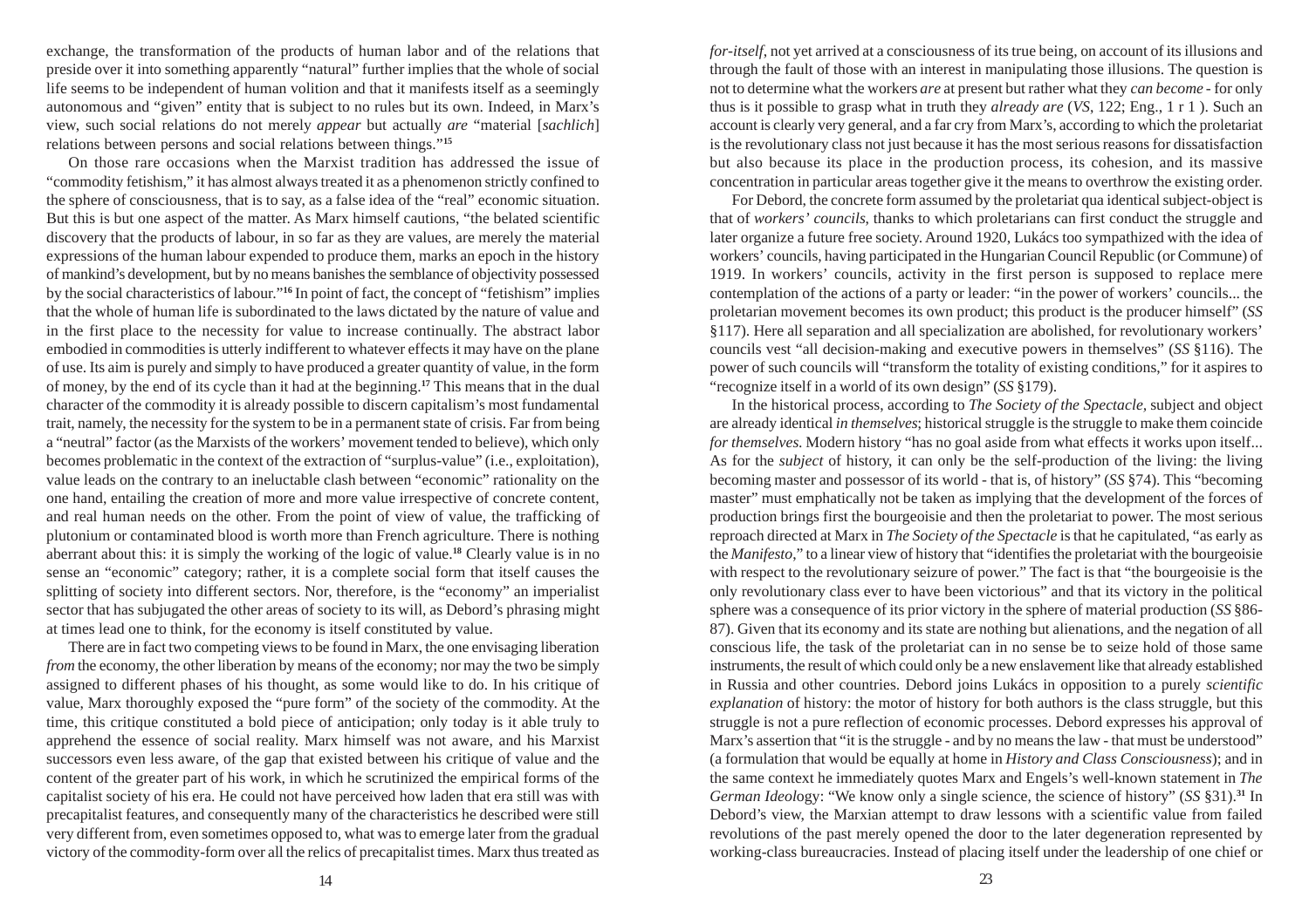exchange, the transformation of the products of human labor and of the relations that preside over it into something apparently "natural" further implies that the whole of social life seems to be independent of human volition and that it manifests itself as a seemingly autonomous and "given" entity that is subject to no rules but its own. Indeed, in Marx's view, such social relations do not merely *appear* but actually *are* "material [*sachlich*] relations between persons and social relations between things."[15]

On those rare occasions when the Marxist tradition has addressed the issue of "commodity fetishism," it has almost always treated it as a phenomenon strictly confined to the sphere of consciousness, that is to say, as a false idea of the "real" economic situation. But this is but one aspect of the matter. As Marx himself cautions, "the belated scientific discovery that the products of labour, in so far as they are values, are merely the material expressions of the human labour expended to produce them, marks an epoch in the history of mankind's development, but by no means banishes the semblance of objectivity possessed by the social characteristics of labour."[16] In point of fact, the concept of "fetishism" implies that the whole of human life is subordinated to the laws dictated by the nature of value and in the first place to the necessity for value to increase continually. The abstract labor embodied in commodities is utterly indifferent to whatever effects it may have on the plane of use. Its aim is purely and simply to have produced a greater quantity of value, in the form of money, by the end of its cycle than it had at the beginning.[17] This means that in the dual character of the commodity it is already possible to discern capitalism's most fundamental trait, namely, the necessity for the system to be in a permanent state of crisis. Far from being a "neutral" factor (as the Marxists of the workers' movement tended to believe), which only becomes problematic in the context of the extraction of "surplus-value" (i.e., exploitation), value leads on the contrary to an ineluctable clash between "economic" rationality on the one hand, entailing the creation of more and more value irrespective of concrete content, and real human needs on the other. From the point of view of value, the trafficking of plutonium or contaminated blood is worth more than French agriculture. There is nothing aberrant about this: it is simply the working of the logic of value.[18] Clearly value is in no sense an "economic" category; rather, it is a complete social form that itself causes the splitting of society into different sectors. Nor, therefore, is the "economy" an imperialist sector that has subjugated the other areas of society to its will, as Debord's phrasing might at times lead one to think, for the economy is itself constituted by value.

There are in fact two competing views to be found in Marx, the one envisaging liberation *from* the economy, the other liberation by means of the economy; nor may the two be simply assigned to different phases of his thought, as some would like to do. In his critique of value, Marx thoroughly exposed the "pure form" of the society of the commodity. At the time, this critique constituted a bold piece of anticipation; only today is it able truly to apprehend the essence of social reality. Marx himself was not aware, and his Marxist successors even less aware, of the gap that existed between his critique of value and the content of the greater part of his work, in which he scrutinized the empirical forms of the capitalist society of his era. He could not have perceived how laden that era still was with precapitalist features, and consequently many of the characteristics he described were still very different from, even sometimes opposed to, what was to emerge later from the gradual victory of the commodity-form over all the relics of precapitalist times. Marx thus treated as

*for-itself*, not yet arrived at a consciousness of its true being, on account of its illusions and through the fault of those with an interest in manipulating those illusions. The question is not to determine what the workers *are* at present but rather what they *can become* - for only thus is it possible to grasp what in truth they *already are* (*VS*, 122; Eng., 1 r 1 ). Such an account is clearly very general, and a far cry from Marx's, according to which the proletariat is the revolutionary class not just because it has the most serious reasons for dissatisfaction but also because its place in the production process, its cohesion, and its massive concentration in particular areas together give it the means to overthrow the existing order.

For Debord, the concrete form assumed by the proletariat qua identical subject-object is that of *workers' councils*, thanks to which proletarians can first conduct the struggle and later organize a future free society. Around 1920, Lukács too sympathized with the idea of workers' councils, having participated in the Hungarian Council Republic (or Commune) of 1919. In workers' councils, activity in the first person is supposed to replace mere contemplation of the actions of a party or leader: "in the power of workers' councils... the proletarian movement becomes its own product; this product is the producer himself" (*SS* §117). Here all separation and all specialization are abolished, for revolutionary workers' councils vest "all decision-making and executive powers in themselves" (*SS* §116). The power of such councils will "transform the totality of existing conditions," for it aspires to "recognize itself in a world of its own design" (*SS* §179).

In the historical process, according to *The Society of the Spectacle*, subject and object are already identical *in themselves*; historical struggle is the struggle to make them coincide *for themselves.* Modern history "has no goal aside from what effects it works upon itself... As for the *subject* of history, it can only be the self-production of the living: the living becoming master and possessor of its world - that is, of history" (*SS* §74). This "becoming master" must emphatically not be taken as implying that the development of the forces of production brings first the bourgeoisie and then the proletariat to power. The most serious reproach directed at Marx in *The Society of the Spectacle* is that he capitulated, "as early as the *Manifesto*," to a linear view of history that "identifies the proletariat with the bourgeoisie with respect to the revolutionary seizure of power." The fact is that "the bourgeoisie is the only revolutionary class ever to have been victorious" and that its victory in the political sphere was a consequence of its prior victory in the sphere of material production (*SS* §86-87). Given that its economy and its state are nothing but alienations, and the negation of all conscious life, the task of the proletariat can in no sense be to seize hold of those same instruments, the result of which could only be a new enslavement like that already established in Russia and other countries. Debord joins Lukács in opposition to a purely *scientific explanation* of history: the motor of history for both authors is the class struggle, but this struggle is not a pure reflection of economic processes. Debord expresses his approval of Marx's assertion that "it is the struggle - and by no means the law - that must be understood" (a formulation that would be equally at home in *History and Class Consciousness*); and in the same context he immediately quotes Marx and Engels's well-known statement in *The German Ideol*ogy: "We know only a single science, the science of history" (*SS* §31).[31] In Debord's view, the Marxian attempt to draw lessons with a scientific value from failed revolutions of the past merely opened the door to the later degeneration represented by working-class bureaucracies. Instead of placing itself under the leadership of one chief or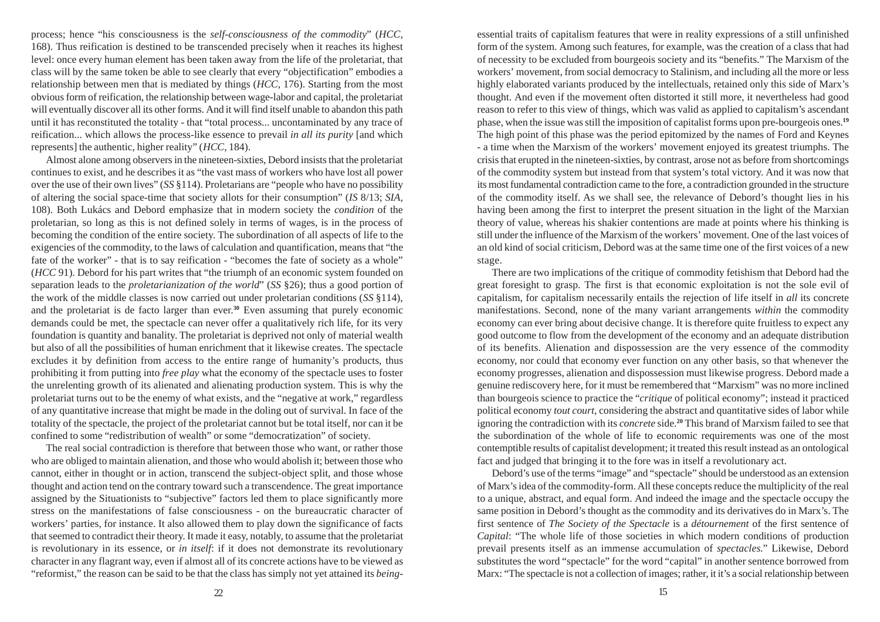process; hence "his consciousness is the *self-consciousness of the commodity*" (*HCC*, 168). Thus reification is destined to be transcended precisely when it reaches its highest level: once every human element has been taken away from the life of the proletariat, that class will by the same token be able to see clearly that every "objectification" embodies a relationship between men that is mediated by things (*HCC*, 176). Starting from the most obvious form of reification, the relationship between wage-labor and capital, the proletariat will eventually discover all its other forms. And it will find itself unable to abandon this path until it has reconstituted the totality - that "total process... uncontaminated by any trace of reification... which allows the process-like essence to prevail *in all its purity* [and which represents] the authentic, higher reality" (*HCC*, 184).

Almost alone among observers in the nineteen-sixties, Debord insists that the proletariat continues to exist, and he describes it as "the vast mass of workers who have lost all power over the use of their own lives" (*SS* §114). Proletarians are "people who have no possibility of altering the social space-time that society allots for their consumption" (*IS* 8/13; *SIA*, 108). Both Lukács and Debord emphasize that in modern society the *condition* of the proletarian, so long as this is not defined solely in terms of wages, is in the process of becoming the condition of the entire society. The subordination of all aspects of life to the exigencies of the commodity, to the laws of calculation and quantification, means that "the fate of the worker" - that is to say reification - "becomes the fate of society as a whole" (*HCC* 91). Debord for his part writes that "the triumph of an economic system founded on separation leads to the *proletarianization of the world*" (*SS* §26); thus a good portion of the work of the middle classes is now carried out under proletarian conditions (*SS* §114), and the proletariat is de facto larger than ever.[30] Even assuming that purely economic demands could be met, the spectacle can never offer a qualitatively rich life, for its very foundation is quantity and banality. The proletariat is deprived not only of material wealth but also of all the possibilities of human enrichment that it likewise creates. The spectacle excludes it by definition from access to the entire range of humanity's products, thus prohibiting it from putting into *free play* what the economy of the spectacle uses to foster the unrelenting growth of its alienated and alienating production system. This is why the proletariat turns out to be the enemy of what exists, and the "negative at work," regardless of any quantitative increase that might be made in the doling out of survival. In face of the totality of the spectacle, the project of the proletariat cannot but be total itself, nor can it be confined to some "redistribution of wealth" or some "democratization" of society.

The real social contradiction is therefore that between those who want, or rather those who are obliged to maintain alienation, and those who would abolish it; between those who cannot, either in thought or in action, transcend the subject-object split, and those whose thought and action tend on the contrary toward such a transcendence. The great importance assigned by the Situationists to "subjective" factors led them to place significantly more stress on the manifestations of false consciousness - on the bureaucratic character of workers' parties, for instance. It also allowed them to play down the significance of facts that seemed to contradict their theory. It made it easy, notably, to assume that the proletariat is revolutionary in its essence, or *in itself*: if it does not demonstrate its revolutionary character in any flagrant way, even if almost all of its concrete actions have to be viewed as "reformist," the reason can be said to be that the class has simply not yet attained its *being-*

essential traits of capitalism features that were in reality expressions of a still unfinished form of the system. Among such features, for example, was the creation of a class that had of necessity to be excluded from bourgeois society and its "benefits." The Marxism of the workers' movement, from social democracy to Stalinism, and including all the more or less highly elaborated variants produced by the intellectuals, retained only this side of Marx's thought. And even if the movement often distorted it still more, it nevertheless had good reason to refer to this view of things, which was valid as applied to capitalism's ascendant phase, when the issue was still the imposition of capitalist forms upon pre-bourgeois ones.[19] The high point of this phase was the period epitomized by the names of Ford and Keynes - a time when the Marxism of the workers' movement enjoyed its greatest triumphs. The crisis that erupted in the nineteen-sixties, by contrast, arose not as before from shortcomings of the commodity system but instead from that system's total victory. And it was now that its most fundamental contradiction came to the fore, a contradiction grounded in the structure of the commodity itself. As we shall see, the relevance of Debord's thought lies in his having been among the first to interpret the present situation in the light of the Marxian theory of value, whereas his shakier contentions are made at points where his thinking is still under the influence of the Marxism of the workers' movement. One of the last voices of an old kind of social criticism, Debord was at the same time one of the first voices of a new stage.

There are two implications of the critique of commodity fetishism that Debord had the great foresight to grasp. The first is that economic exploitation is not the sole evil of capitalism, for capitalism necessarily entails the rejection of life itself in *all* its concrete manifestations. Second, none of the many variant arrangements *within* the commodity economy can ever bring about decisive change. It is therefore quite fruitless to expect any good outcome to flow from the development of the economy and an adequate distribution of its benefits. Alienation and dispossession are the very essence of the commodity economy, nor could that economy ever function on any other basis, so that whenever the economy progresses, alienation and dispossession must likewise progress. Debord made a genuine rediscovery here, for it must be remembered that "Marxism" was no more inclined than bourgeois science to practice the "*critique* of political economy"; instead it practiced political economy *tout court*, considering the abstract and quantitative sides of labor while ignoring the contradiction with its *concrete* side.[20] This brand of Marxism failed to see that the subordination of the whole of life to economic requirements was one of the most contemptible results of capitalist development; it treated this result instead as an ontological fact and judged that bringing it to the fore was in itself a revolutionary act.

Debord's use of the terms "image" and "spectacle" should be understood as an extension of Marx's idea of the commodity-form. All these concepts reduce the multiplicity of the real to a unique, abstract, and equal form. And indeed the image and the spectacle occupy the same position in Debord's thought as the commodity and its derivatives do in Marx's. The first sentence of *The Society of the Spectacle* is a *détournement* of the first sentence of *Capital*: "The whole life of those societies in which modern conditions of production prevail presents itself as an immense accumulation of *spectacles*." Likewise, Debord substitutes the word "spectacle" for the word "capital" in another sentence borrowed from Marx: "The spectacle is not a collection of images; rather, it it's a social relationship between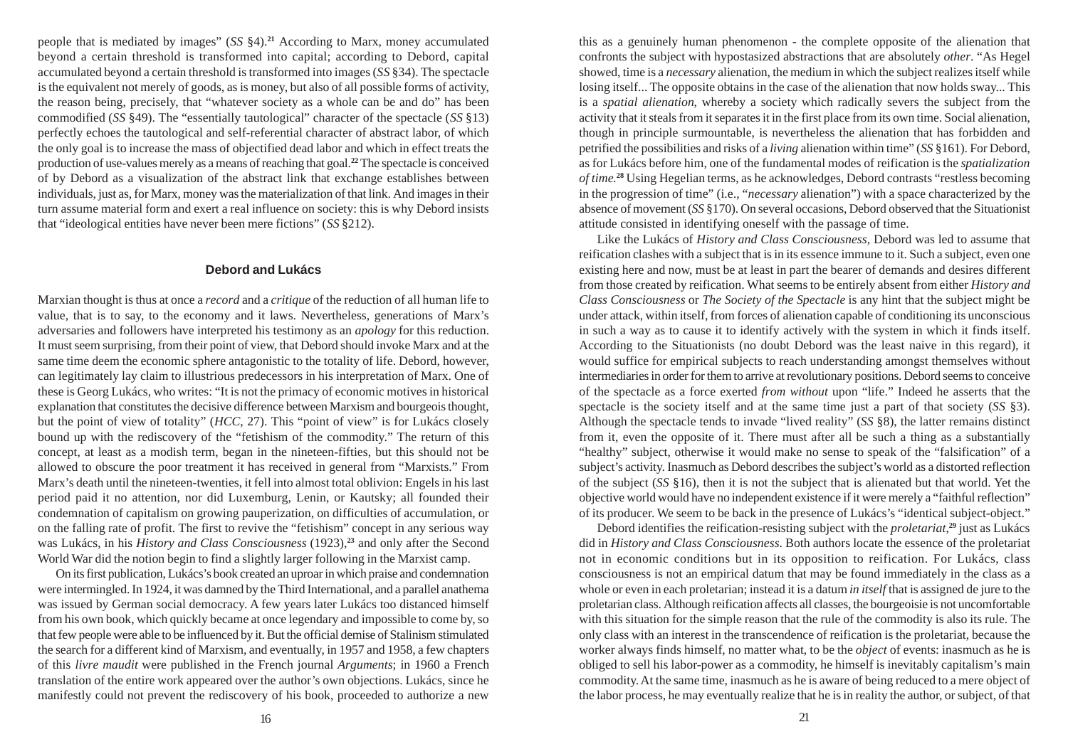people that is mediated by images" (*SS* §4).[21] According to Marx, money accumulated beyond a certain threshold is transformed into capital; according to Debord, capital accumulated beyond a certain threshold is transformed into images (*SS* §34). The spectacle is the equivalent not merely of goods, as is money, but also of all possible forms of activity, the reason being, precisely, that "whatever society as a whole can be and do" has been commodified (*SS* §49). The "essentially tautological" character of the spectacle (*SS* §13) perfectly echoes the tautological and self-referential character of abstract labor, of which the only goal is to increase the mass of objectified dead labor and which in effect treats the production of use-values merely as a means of reaching that goal.[22] The spectacle is conceived of by Debord as a visualization of the abstract link that exchange establishes between individuals, just as, for Marx, money was the materialization of that link. And images in their turn assume material form and exert a real influence on society: this is why Debord insists that "ideological entities have never been mere fictions" (*SS* §212).

### Debord and Lukács

Marxian thought is thus at once a *record* and a *critique* of the reduction of all human life to value, that is to say, to the economy and it laws. Nevertheless, generations of Marx's adversaries and followers have interpreted his testimony as an *apology* for this reduction. It must seem surprising, from their point of view, that Debord should invoke Marx and at the same time deem the economic sphere antagonistic to the totality of life. Debord, however, can legitimately lay claim to illustrious predecessors in his interpretation of Marx. One of these is Georg Lukács, who writes: "It is not the primacy of economic motives in historical explanation that constitutes the decisive difference between Marxism and bourgeois thought, but the point of view of totality" (*HCC*, 27). This "point of view" is for Lukács closely bound up with the rediscovery of the "fetishism of the commodity." The return of this concept, at least as a modish term, began in the nineteen-fifties, but this should not be allowed to obscure the poor treatment it has received in general from "Marxists." From Marx's death until the nineteen-twenties, it fell into almost total oblivion: Engels in his last period paid it no attention, nor did Luxemburg, Lenin, or Kautsky; all founded their condemnation of capitalism on growing pauperization, on difficulties of accumulation, or on the falling rate of profit. The first to revive the "fetishism" concept in any serious way was Lukács, in his *History and Class Consciousness* (1923),[23] and only after the Second World War did the notion begin to find a slightly larger following in the Marxist camp.

On its first publication, Lukács's book created an uproar in which praise and condemnation were intermingled. In 1924, it was damned by the Third International, and a parallel anathema was issued by German social democracy. A few years later Lukács too distanced himself from his own book, which quickly became at once legendary and impossible to come by, so that few people were able to be influenced by it. But the official demise of Stalinism stimulated the search for a different kind of Marxism, and eventually, in 1957 and 1958, a few chapters of this *livre maudit* were published in the French journal *Arguments*; in 1960 a French translation of the entire work appeared over the author's own objections. Lukács, since he manifestly could not prevent the rediscovery of his book, proceeded to authorize a new

this as a genuinely human phenomenon - the complete opposite of the alienation that confronts the subject with hypostasized abstractions that are absolutely *other*. "As Hegel showed, time is a *necessary* alienation, the medium in which the subject realizes itself while losing itself... The opposite obtains in the case of the alienation that now holds sway... This is a *spatial alienation*, whereby a society which radically severs the subject from the activity that it steals from it separates it in the first place from its own time. Social alienation, though in principle surmountable, is nevertheless the alienation that has forbidden and petrified the possibilities and risks of a *living* alienation within time" (*SS* §161). For Debord, as for Lukács before him, one of the fundamental modes of reification is the *spatialization of time*.[28] Using Hegelian terms, as he acknowledges, Debord contrasts "restless becoming in the progression of time" (i.e., "*necessary* alienation") with a space characterized by the absence of movement (*SS* §170). On several occasions, Debord observed that the Situationist attitude consisted in identifying oneself with the passage of time.

Like the Lukács of *History and Class Consciousness*, Debord was led to assume that reification clashes with a subject that is in its essence immune to it. Such a subject, even one existing here and now, must be at least in part the bearer of demands and desires different from those created by reification. What seems to be entirely absent from either *History and Class Consciousness* or *The Society of the Spectacle* is any hint that the subject might be under attack, within itself, from forces of alienation capable of conditioning its unconscious in such a way as to cause it to identify actively with the system in which it finds itself. According to the Situationists (no doubt Debord was the least naive in this regard), it would suffice for empirical subjects to reach understanding amongst themselves without intermediaries in order for them to arrive at revolutionary positions. Debord seems to conceive of the spectacle as a force exerted *from without* upon "life." Indeed he asserts that the spectacle is the society itself and at the same time just a part of that society (*SS* §3). Although the spectacle tends to invade "lived reality" (*SS* §8), the latter remains distinct from it, even the opposite of it. There must after all be such a thing as a substantially "healthy" subject, otherwise it would make no sense to speak of the "falsification" of a subject's activity. Inasmuch as Debord describes the subject's world as a distorted reflection of the subject (*SS* §16), then it is not the subject that is alienated but that world. Yet the objective world would have no independent existence if it were merely a "faithful reflection" of its producer. We seem to be back in the presence of Lukács's "identical subject-object."

Debord identifies the reification-resisting subject with the *proletariat*,[29] just as Lukács did in *History and Class Consciousness*. Both authors locate the essence of the proletariat not in economic conditions but in its opposition to reification. For Lukács, class consciousness is not an empirical datum that may be found immediately in the class as a whole or even in each proletarian; instead it is a datum *in itself* that is assigned de jure to the proletarian class. Although reification affects all classes, the bourgeoisie is not uncomfortable with this situation for the simple reason that the rule of the commodity is also its rule. The only class with an interest in the transcendence of reification is the proletariat, because the worker always finds himself, no matter what, to be the *object* of events: inasmuch as he is obliged to sell his labor-power as a commodity, he himself is inevitably capitalism's main commodity. At the same time, inasmuch as he is aware of being reduced to a mere object of the labor process, he may eventually realize that he is in reality the author, or subject, of that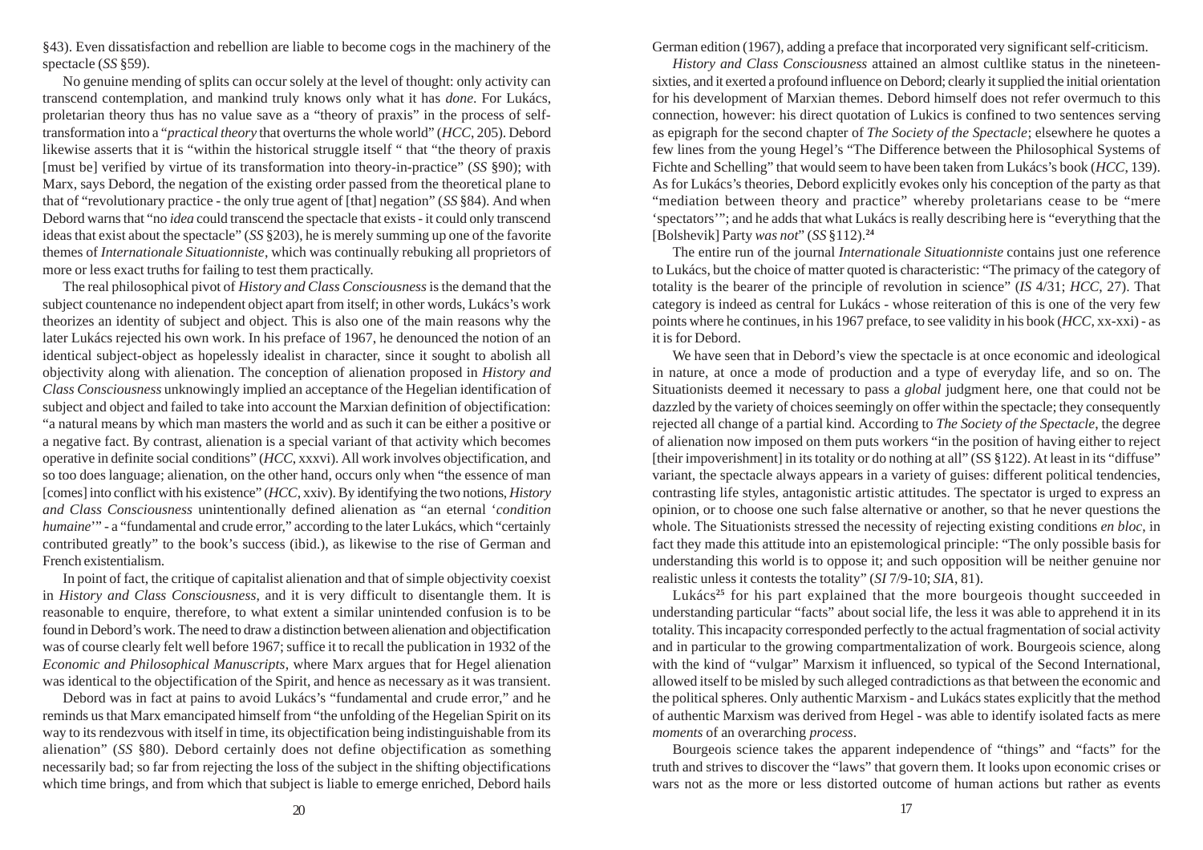§43). Even dissatisfaction and rebellion are liable to become cogs in the machinery of the spectacle (*SS* §59).

No genuine mending of splits can occur solely at the level of thought: only activity can transcend contemplation, and mankind truly knows only what it has *done*. For Lukács, proletarian theory thus has no value save as a "theory of praxis" in the process of self-transformation into a "*practical theory* that overturns the whole world" (*HCC*, 205). Debord likewise asserts that it is "within the historical struggle itself " that "the theory of praxis [must be] verified by virtue of its transformation into theory-in-practice" (*SS* §90); with Marx, says Debord, the negation of the existing order passed from the theoretical plane to that of "revolutionary practice - the only true agent of [that] negation" (*SS* §84). And when Debord warns that "no *idea* could transcend the spectacle that exists - it could only transcend ideas that exist about the spectacle" (*SS* §203), he is merely summing up one of the favorite themes of *Internationale Situationniste*, which was continually rebuking all proprietors of more or less exact truths for failing to test them practically.

The real philosophical pivot of *History and Class Consciousness* is the demand that the subject countenance no independent object apart from itself; in other words, Lukács's work theorizes an identity of subject and object. This is also one of the main reasons why the later Lukács rejected his own work. In his preface of 1967, he denounced the notion of an identical subject-object as hopelessly idealist in character, since it sought to abolish all objectivity along with alienation. The conception of alienation proposed in *History and Class Consciousness* unknowingly implied an acceptance of the Hegelian identification of subject and object and failed to take into account the Marxian definition of objectification: "a natural means by which man masters the world and as such it can be either a positive or a negative fact. By contrast, alienation is a special variant of that activity which becomes operative in definite social conditions" (*HCC*, xxxvi). All work involves objectification, and so too does language; alienation, on the other hand, occurs only when "the essence of man [comes] into conflict with his existence" (*HCC*, xxiv). By identifying the two notions, *History and Class Consciousness* unintentionally defined alienation as "an eternal '*condition humaine*'" - a "fundamental and crude error," according to the later Lukács, which "certainly contributed greatly" to the book's success (ibid.), as likewise to the rise of German and French existentialism.

In point of fact, the critique of capitalist alienation and that of simple objectivity coexist in *History and Class Consciousness*, and it is very difficult to disentangle them. It is reasonable to enquire, therefore, to what extent a similar unintended confusion is to be found in Debord's work. The need to draw a distinction between alienation and objectification was of course clearly felt well before 1967; suffice it to recall the publication in 1932 of the *Economic and Philosophical Manuscripts*, where Marx argues that for Hegel alienation was identical to the objectification of the Spirit, and hence as necessary as it was transient.

Debord was in fact at pains to avoid Lukács's "fundamental and crude error," and he reminds us that Marx emancipated himself from "the unfolding of the Hegelian Spirit on its way to its rendezvous with itself in time, its objectification being indistinguishable from its alienation" (*SS* §80). Debord certainly does not define objectification as something necessarily bad; so far from rejecting the loss of the subject in the shifting objectifications which time brings, and from which that subject is liable to emerge enriched, Debord hails

German edition (1967), adding a preface that incorporated very significant self-criticism.

*History and Class Consciousness* attained an almost cultlike status in the nineteen-sixties, and it exerted a profound influence on Debord; clearly it supplied the initial orientation for his development of Marxian themes. Debord himself does not refer overmuch to this connection, however: his direct quotation of Lukics is confined to two sentences serving as epigraph for the second chapter of *The Society of the Spectacle*; elsewhere he quotes a few lines from the young Hegel's "The Difference between the Philosophical Systems of Fichte and Schelling" that would seem to have been taken from Lukács's book (*HCC*, 139). As for Lukács's theories, Debord explicitly evokes only his conception of the party as that "mediation between theory and practice" whereby proletarians cease to be "mere 'spectators'"; and he adds that what Lukács is really describing here is "everything that the [Bolshevik] Party *was not*" (*SS* §112).[24]

The entire run of the journal *Internationale Situationniste* contains just one reference to Lukács, but the choice of matter quoted is characteristic: "The primacy of the category of totality is the bearer of the principle of revolution in science" (*IS* 4/31; *HCC*, 27). That category is indeed as central for Lukács - whose reiteration of this is one of the very few points where he continues, in his 1967 preface, to see validity in his book (*HCC*, xx-xxi) - as it is for Debord.

We have seen that in Debord's view the spectacle is at once economic and ideological in nature, at once a mode of production and a type of everyday life, and so on. The Situationists deemed it necessary to pass a *global* judgment here, one that could not be dazzled by the variety of choices seemingly on offer within the spectacle; they consequently rejected all change of a partial kind. According to *The Society of the Spectacle*, the degree of alienation now imposed on them puts workers "in the position of having either to reject [their impoverishment] in its totality or do nothing at all" (SS §122). At least in its "diffuse" variant, the spectacle always appears in a variety of guises: different political tendencies, contrasting life styles, antagonistic artistic attitudes. The spectator is urged to express an opinion, or to choose one such false alternative or another, so that he never questions the whole. The Situationists stressed the necessity of rejecting existing conditions *en bloc*, in fact they made this attitude into an epistemological principle: "The only possible basis for understanding this world is to oppose it; and such opposition will be neither genuine nor realistic unless it contests the totality" (*SI* 7/9-10; *SIA*, 81).

Lukács[25] for his part explained that the more bourgeois thought succeeded in understanding particular "facts" about social life, the less it was able to apprehend it in its totality. This incapacity corresponded perfectly to the actual fragmentation of social activity and in particular to the growing compartmentalization of work. Bourgeois science, along with the kind of "vulgar" Marxism it influenced, so typical of the Second International, allowed itself to be misled by such alleged contradictions as that between the economic and the political spheres. Only authentic Marxism - and Lukács states explicitly that the method of authentic Marxism was derived from Hegel - was able to identify isolated facts as mere *moments* of an overarching *process*.

Bourgeois science takes the apparent independence of "things" and "facts" for the truth and strives to discover the "laws" that govern them. It looks upon economic crises or wars not as the more or less distorted outcome of human actions but rather as events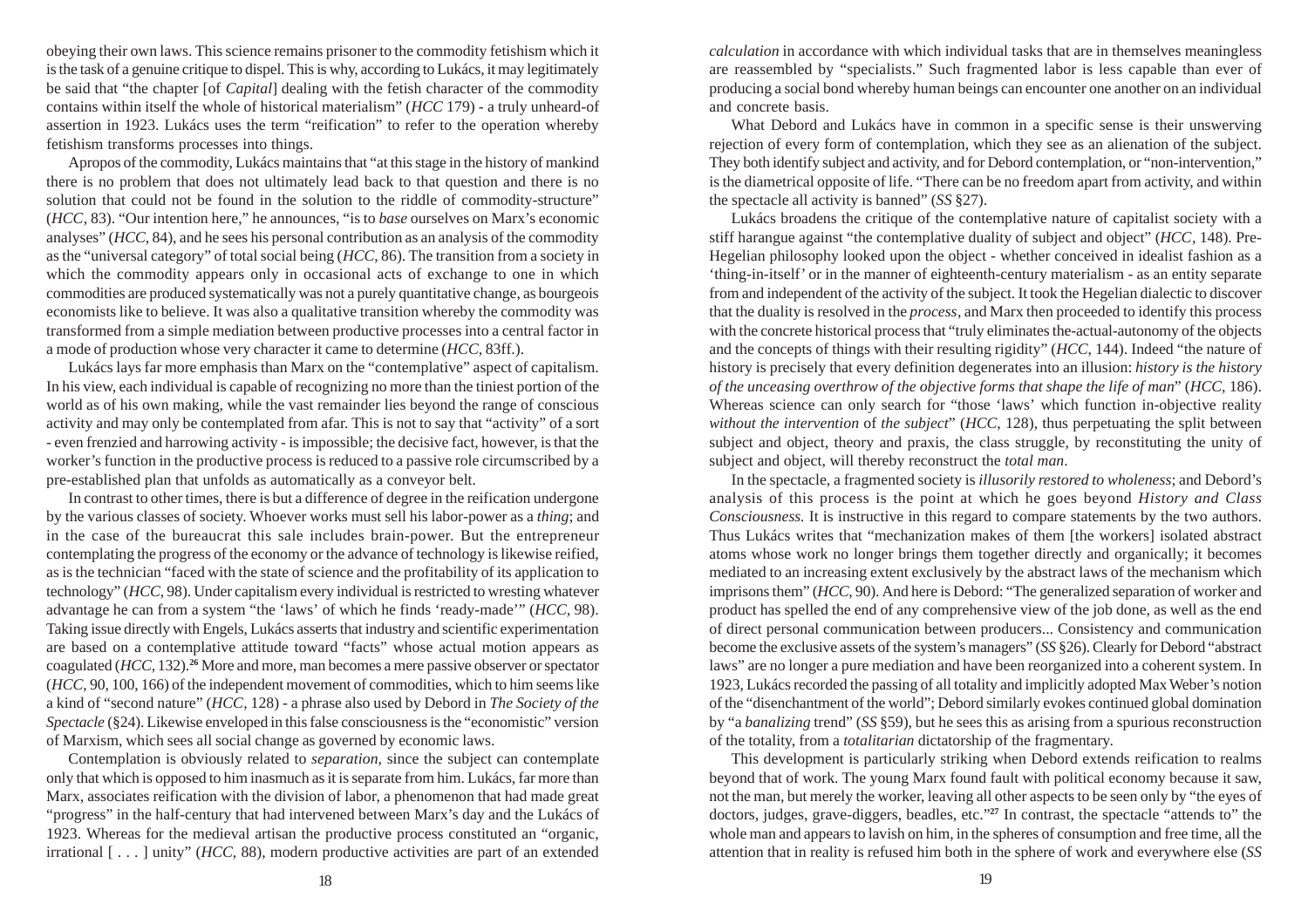obeying their own laws. This science remains prisoner to the commodity fetishism which it is the task of a genuine critique to dispel. This is why, according to Lukács, it may legitimately be said that "the chapter [of *Capital*] dealing with the fetish character of the commodity contains within itself the whole of historical materialism" (*HCC* 179) - a truly unheard-of assertion in 1923. Lukács uses the term "reification" to refer to the operation whereby fetishism transforms processes into things.

Apropos of the commodity, Lukács maintains that "at this stage in the history of mankind there is no problem that does not ultimately lead back to that question and there is no solution that could not be found in the solution to the riddle of commodity-structure" (*HCC*, 83). "Our intention here," he announces, "is to *base* ourselves on Marx's economic analyses" (*HCC*, 84), and he sees his personal contribution as an analysis of the commodity as the "universal category" of total social being (*HCC*, 86). The transition from a society in which the commodity appears only in occasional acts of exchange to one in which commodities are produced systematically was not a purely quantitative change, as bourgeois economists like to believe. It was also a qualitative transition whereby the commodity was transformed from a simple mediation between productive processes into a central factor in a mode of production whose very character it came to determine (*HCC*, 83ff.).

Lukács lays far more emphasis than Marx on the "contemplative" aspect of capitalism. In his view, each individual is capable of recognizing no more than the tiniest portion of the world as of his own making, while the vast remainder lies beyond the range of conscious activity and may only be contemplated from afar. This is not to say that "activity" of a sort - even frenzied and harrowing activity - is impossible; the decisive fact, however, is that the worker's function in the productive process is reduced to a passive role circumscribed by a pre-established plan that unfolds as automatically as a conveyor belt.

In contrast to other times, there is but a difference of degree in the reification undergone by the various classes of society. Whoever works must sell his labor-power as a *thing*; and in the case of the bureaucrat this sale includes brain-power. But the entrepreneur contemplating the progress of the economy or the advance of technology is likewise reified, as is the technician "faced with the state of science and the profitability of its application to technology" (*HCC*, 98). Under capitalism every individual is restricted to wresting whatever advantage he can from a system "the 'laws' of which he finds 'ready-made'" (*HCC*, 98). Taking issue directly with Engels, Lukács asserts that industry and scientific experimentation are based on a contemplative attitude toward "facts" whose actual motion appears as coagulated (*HCC*, 132).[26] More and more, man becomes a mere passive observer or spectator (*HCC*, 90, 100, 166) of the independent movement of commodities, which to him seems like a kind of "second nature" (*HCC*, 128) - a phrase also used by Debord in *The Society of the Spectacle* (§24). Likewise enveloped in this false consciousness is the "economistic" version of Marxism, which sees all social change as governed by economic laws.

Contemplation is obviously related to *separation*, since the subject can contemplate only that which is opposed to him inasmuch as it is separate from him. Lukács, far more than Marx, associates reification with the division of labor, a phenomenon that had made great "progress" in the half-century that had intervened between Marx's day and the Lukács of 1923. Whereas for the medieval artisan the productive process constituted an "organic, irrational [ . . . ] unity" (*HCC*, 88), modern productive activities are part of an extended *calculation* in accordance with which individual tasks that are in themselves meaningless are reassembled by "specialists." Such fragmented labor is less capable than ever of producing a social bond whereby human beings can encounter one another on an individual and concrete basis.

What Debord and Lukács have in common in a specific sense is their unswerving rejection of every form of contemplation, which they see as an alienation of the subject. They both identify subject and activity, and for Debord contemplation, or "non-intervention," is the diametrical opposite of life. "There can be no freedom apart from activity, and within the spectacle all activity is banned" (*SS* §27).

Lukács broadens the critique of the contemplative nature of capitalist society with a stiff harangue against "the contemplative duality of subject and object" (*HCC*, 148). Pre-Hegelian philosophy looked upon the object - whether conceived in idealist fashion as a 'thing-in-itself' or in the manner of eighteenth-century materialism - as an entity separate from and independent of the activity of the subject. It took the Hegelian dialectic to discover that the duality is resolved in the *process*, and Marx then proceeded to identify this process with the concrete historical process that "truly eliminates the-actual-autonomy of the objects and the concepts of things with their resulting rigidity" (*HCC*, 144). Indeed "the nature of history is precisely that every definition degenerates into an illusion: *history is the history of the unceasing overthrow of the objective forms that shape the life of man*" (*HCC*, 186). Whereas science can only search for "those 'laws' which function in-objective reality *without the intervention* of *the subject*" (*HCC*, 128), thus perpetuating the split between subject and object, theory and praxis, the class struggle, by reconstituting the unity of subject and object, will thereby reconstruct the *total man*.

In the spectacle, a fragmented society is *illusorily restored to wholeness*; and Debord's analysis of this process is the point at which he goes beyond *History and Class Consciousness*. It is instructive in this regard to compare statements by the two authors. Thus Lukács writes that "mechanization makes of them [the workers] isolated abstract atoms whose work no longer brings them together directly and organically; it becomes mediated to an increasing extent exclusively by the abstract laws of the mechanism which imprisons them" (*HCC*, 90). And here is Debord: "The generalized separation of worker and product has spelled the end of any comprehensive view of the job done, as well as the end of direct personal communication between producers... Consistency and communication become the exclusive assets of the system's managers" (*SS* §26). Clearly for Debord "abstract laws" are no longer a pure mediation and have been reorganized into a coherent system. In 1923, Lukács recorded the passing of all totality and implicitly adopted Max Weber's notion of the "disenchantment of the world"; Debord similarly evokes continued global domination by "a *banalizing* trend" (*SS* §59), but he sees this as arising from a spurious reconstruction of the totality, from a *totalitarian* dictatorship of the fragmentary.

This development is particularly striking when Debord extends reification to realms beyond that of work. The young Marx found fault with political economy because it saw, not the man, but merely the worker, leaving all other aspects to be seen only by "the eyes of doctors, judges, grave-diggers, beadles, etc."[27] In contrast, the spectacle "attends to" the whole man and appears to lavish on him, in the spheres of consumption and free time, all the attention that in reality is refused him both in the sphere of work and everywhere else (*SS*